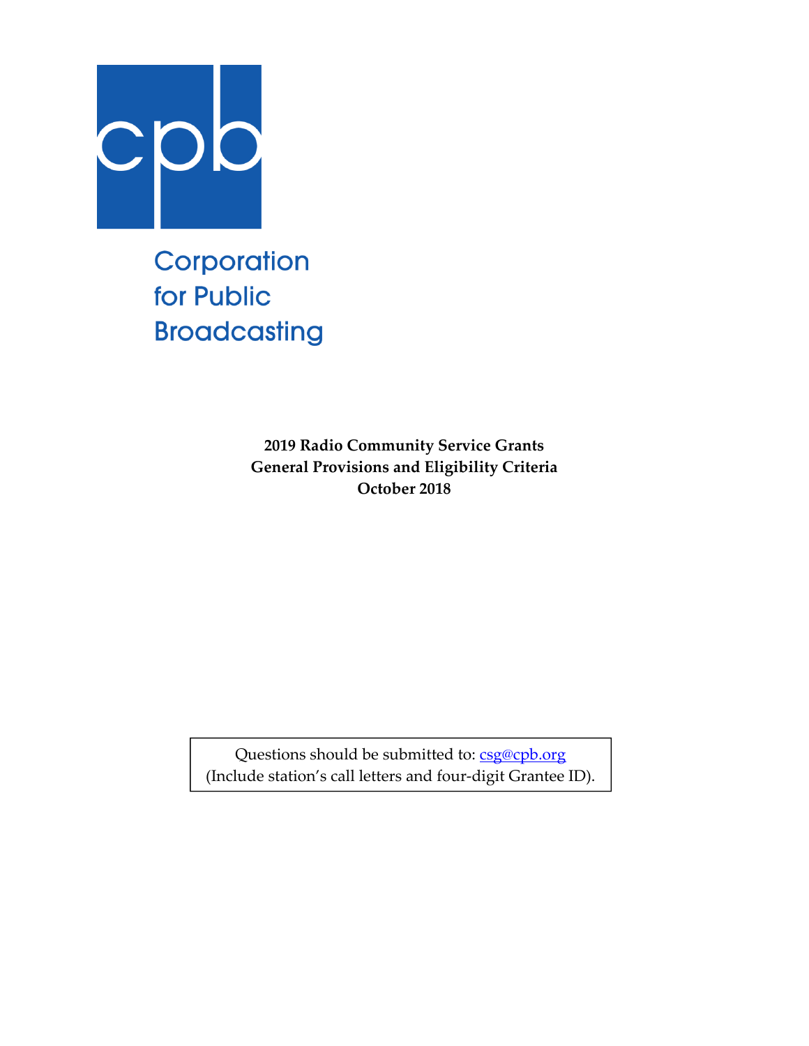Corporation
for Public
Broadcasting

**2019 Radio Community Service Grants**
**General Provisions and Eligibility Criteria**
**October 2018**

Questions should be submitted to: csg@cpb.org
(Include station's call letters and four-digit Grantee ID).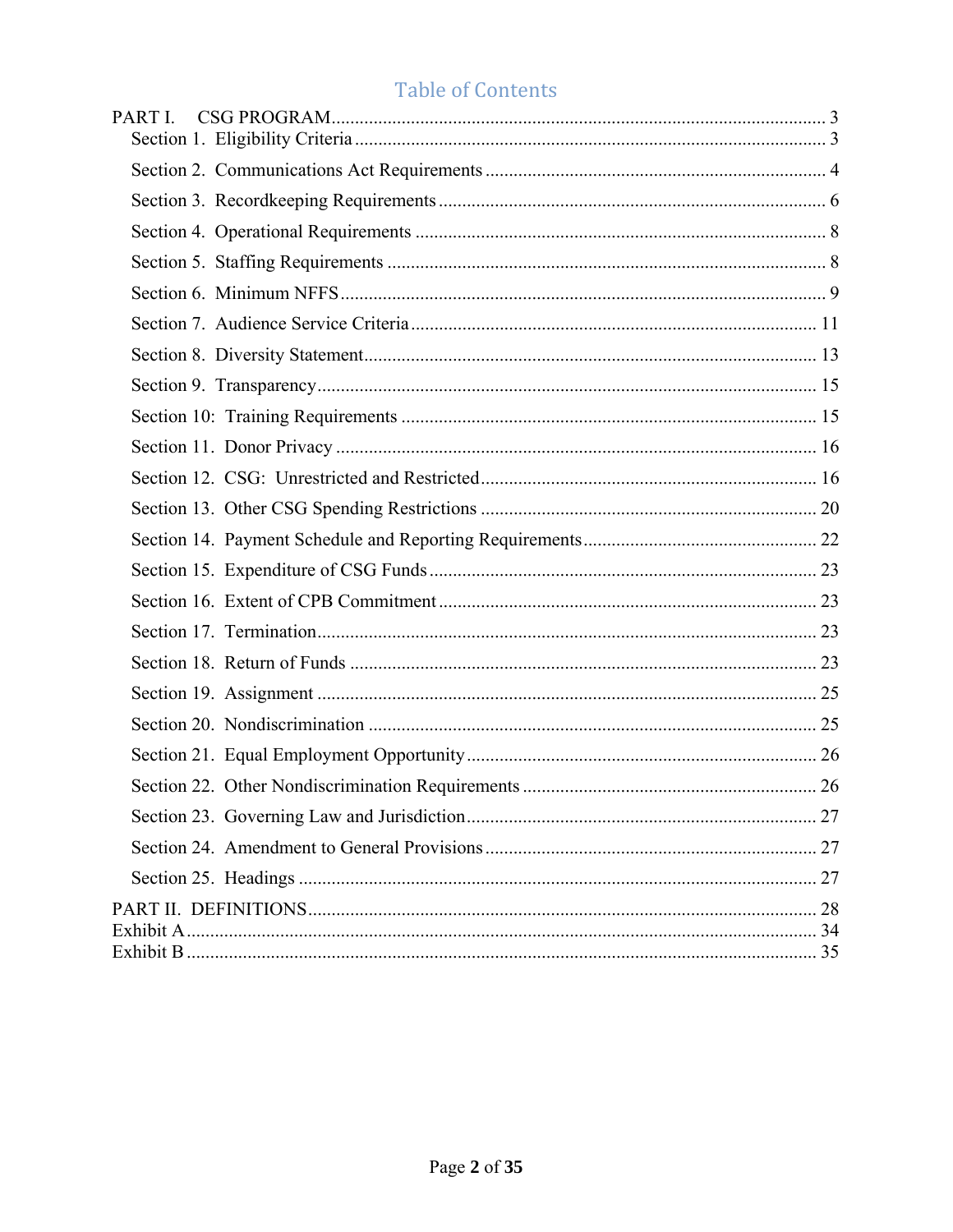# Table of Contents

PART I. CSG PROGRAM ........................................................ 3

- Section 1. Eligibility Criteria ........................................................ 3
- Section 2. Communications Act Requirements ........................................................ 4
- Section 3. Recordkeeping Requirements ........................................................ 6
- Section 4. Operational Requirements ........................................................ 8
- Section 5. Staffing Requirements ........................................................ 8
- Section 6. Minimum NFFS ........................................................ 9
- Section 7. Audience Service Criteria ........................................................ 11
- Section 8. Diversity Statement ........................................................ 13
- Section 9. Transparency ........................................................ 15
- Section 10: Training Requirements ........................................................ 15
- Section 11. Donor Privacy ........................................................ 16
- Section 12. CSG: Unrestricted and Restricted ........................................................ 16
- Section 13. Other CSG Spending Restrictions ........................................................ 20
- Section 14. Payment Schedule and Reporting Requirements ........................................................ 22
- Section 15. Expenditure of CSG Funds ........................................................ 23
- Section 16. Extent of CPB Commitment ........................................................ 23
- Section 17. Termination ........................................................ 23
- Section 18. Return of Funds ........................................................ 23
- Section 19. Assignment ........................................................ 25
- Section 20. Nondiscrimination ........................................................ 25
- Section 21. Equal Employment Opportunity ........................................................ 26
- Section 22. Other Nondiscrimination Requirements ........................................................ 26
- Section 23. Governing Law and Jurisdiction ........................................................ 27
- Section 24. Amendment to General Provisions ........................................................ 27
- Section 25. Headings ........................................................ 27

PART II. DEFINITIONS ........................................................ 28

Exhibit A ........................................................ 34

Exhibit B ........................................................ 35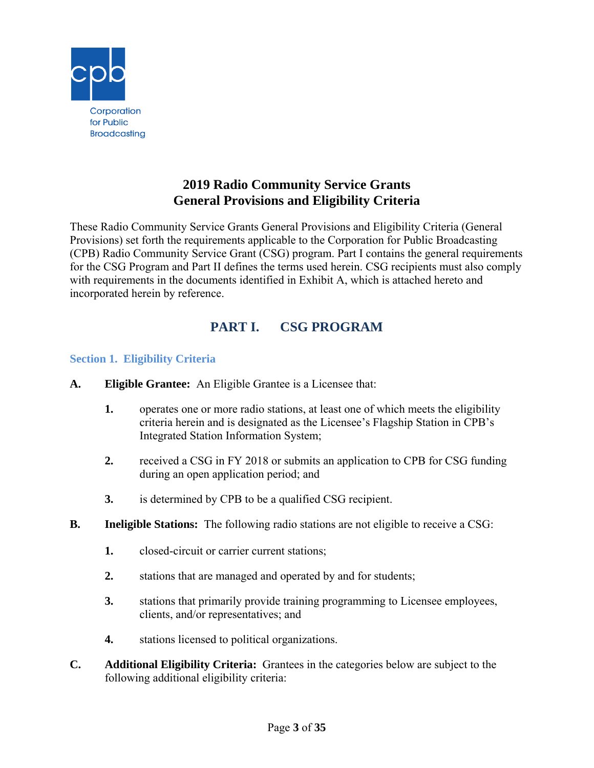Corporation for Public Broadcasting

# 2019 Radio Community Service Grants
# General Provisions and Eligibility Criteria

These Radio Community Service Grants General Provisions and Eligibility Criteria (General Provisions) set forth the requirements applicable to the Corporation for Public Broadcasting (CPB) Radio Community Service Grant (CSG) program. Part I contains the general requirements for the CSG Program and Part II defines the terms used herein. CSG recipients must also comply with requirements in the documents identified in Exhibit A, which is attached hereto and incorporated herein by reference.

## PART I. CSG PROGRAM

### Section 1. Eligibility Criteria

**A. Eligible Grantee:** An Eligible Grantee is a Licensee that:

1. operates one or more radio stations, at least one of which meets the eligibility criteria herein and is designated as the Licensee's Flagship Station in CPB's Integrated Station Information System;

2. received a CSG in FY 2018 or submits an application to CPB for CSG funding during an open application period; and

3. is determined by CPB to be a qualified CSG recipient.

**B. Ineligible Stations:** The following radio stations are not eligible to receive a CSG:

1. closed-circuit or carrier current stations;

2. stations that are managed and operated by and for students;

3. stations that primarily provide training programming to Licensee employees, clients, and/or representatives; and

4. stations licensed to political organizations.

**C. Additional Eligibility Criteria:** Grantees in the categories below are subject to the following additional eligibility criteria: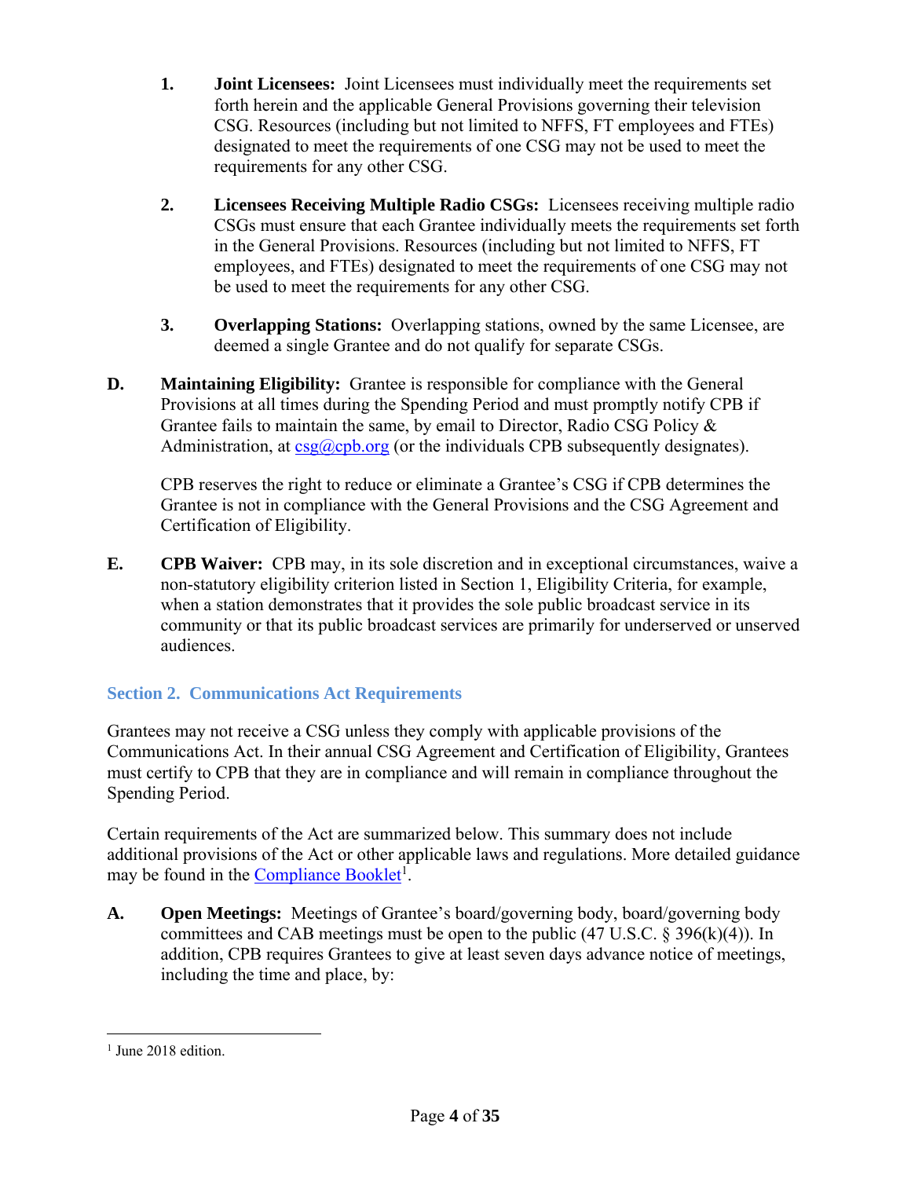1. **Joint Licensees:** Joint Licensees must individually meet the requirements set forth herein and the applicable General Provisions governing their television CSG. Resources (including but not limited to NFFS, FT employees and FTEs) designated to meet the requirements of one CSG may not be used to meet the requirements for any other CSG.

2. **Licensees Receiving Multiple Radio CSGs:** Licensees receiving multiple radio CSGs must ensure that each Grantee individually meets the requirements set forth in the General Provisions. Resources (including but not limited to NFFS, FT employees, and FTEs) designated to meet the requirements of one CSG may not be used to meet the requirements for any other CSG.

3. **Overlapping Stations:** Overlapping stations, owned by the same Licensee, are deemed a single Grantee and do not qualify for separate CSGs.

**D. Maintaining Eligibility:** Grantee is responsible for compliance with the General Provisions at all times during the Spending Period and must promptly notify CPB if Grantee fails to maintain the same, by email to Director, Radio CSG Policy & Administration, at csg@cpb.org (or the individuals CPB subsequently designates).

CPB reserves the right to reduce or eliminate a Grantee's CSG if CPB determines the Grantee is not in compliance with the General Provisions and the CSG Agreement and Certification of Eligibility.

**E. CPB Waiver:** CPB may, in its sole discretion and in exceptional circumstances, waive a non-statutory eligibility criterion listed in Section 1, Eligibility Criteria, for example, when a station demonstrates that it provides the sole public broadcast service in its community or that its public broadcast services are primarily for underserved or unserved audiences.

## Section 2. Communications Act Requirements

Grantees may not receive a CSG unless they comply with applicable provisions of the Communications Act. In their annual CSG Agreement and Certification of Eligibility, Grantees must certify to CPB that they are in compliance and will remain in compliance throughout the Spending Period.

Certain requirements of the Act are summarized below. This summary does not include additional provisions of the Act or other applicable laws and regulations. More detailed guidance may be found in the Compliance Booklet[1].

**A. Open Meetings:** Meetings of Grantee's board/governing body, board/governing body committees and CAB meetings must be open to the public (47 U.S.C. § 396(k)(4)). In addition, CPB requires Grantees to give at least seven days advance notice of meetings, including the time and place, by:

[1] June 2018 edition.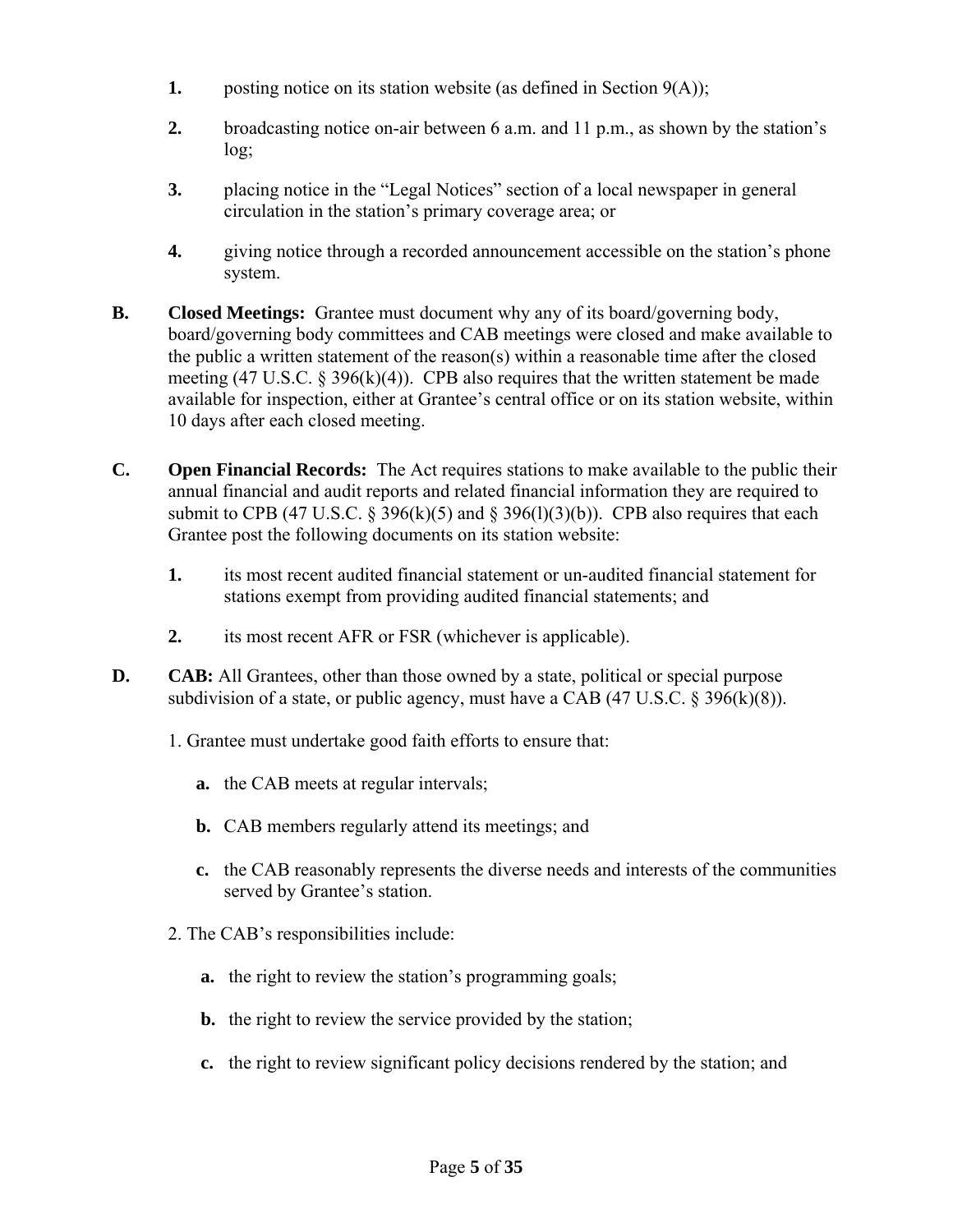1. posting notice on its station website (as defined in Section 9(A));

2. broadcasting notice on-air between 6 a.m. and 11 p.m., as shown by the station's log;

3. placing notice in the "Legal Notices" section of a local newspaper in general circulation in the station's primary coverage area; or

4. giving notice through a recorded announcement accessible on the station's phone system.

**B. Closed Meetings:** Grantee must document why any of its board/governing body, board/governing body committees and CAB meetings were closed and make available to the public a written statement of the reason(s) within a reasonable time after the closed meeting (47 U.S.C. § 396(k)(4)). CPB also requires that the written statement be made available for inspection, either at Grantee's central office or on its station website, within 10 days after each closed meeting.

**C. Open Financial Records:** The Act requires stations to make available to the public their annual financial and audit reports and related financial information they are required to submit to CPB (47 U.S.C. § 396(k)(5) and § 396(l)(3)(b)). CPB also requires that each Grantee post the following documents on its station website:

1. its most recent audited financial statement or un-audited financial statement for stations exempt from providing audited financial statements; and

2. its most recent AFR or FSR (whichever is applicable).

**D. CAB:** All Grantees, other than those owned by a state, political or special purpose subdivision of a state, or public agency, must have a CAB (47 U.S.C. § 396(k)(8)).

1. Grantee must undertake good faith efforts to ensure that:

   **a.** the CAB meets at regular intervals;

   **b.** CAB members regularly attend its meetings; and

   **c.** the CAB reasonably represents the diverse needs and interests of the communities served by Grantee's station.

2. The CAB's responsibilities include:

   **a.** the right to review the station's programming goals;

   **b.** the right to review the service provided by the station;

   **c.** the right to review significant policy decisions rendered by the station; and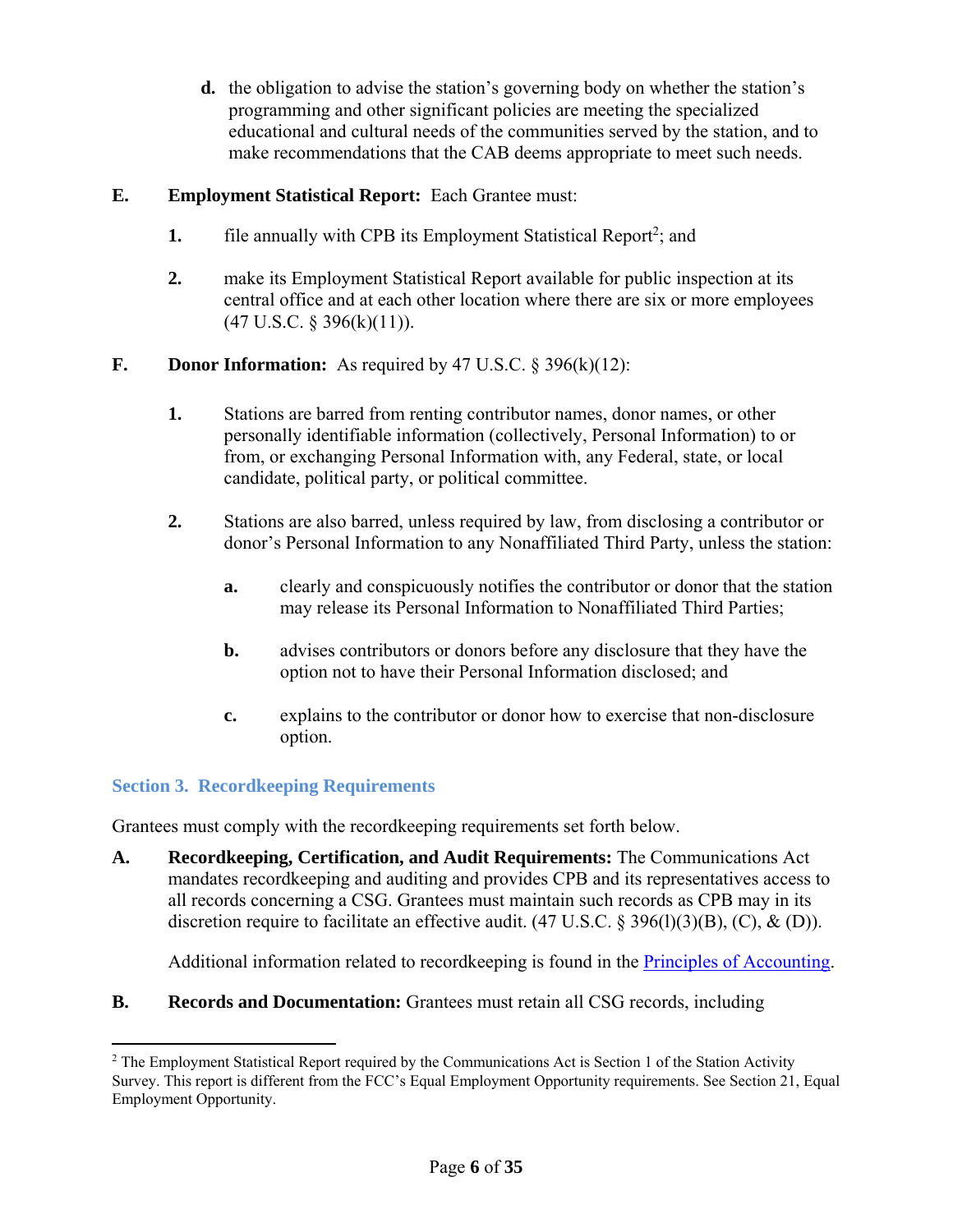**d.** the obligation to advise the station's governing body on whether the station's programming and other significant policies are meeting the specialized educational and cultural needs of the communities served by the station, and to make recommendations that the CAB deems appropriate to meet such needs.

**E. Employment Statistical Report:** Each Grantee must:

**1.** file annually with CPB its Employment Statistical Report[2]; and

**2.** make its Employment Statistical Report available for public inspection at its central office and at each other location where there are six or more employees (47 U.S.C. § 396(k)(11)).

**F. Donor Information:** As required by 47 U.S.C. § 396(k)(12):

**1.** Stations are barred from renting contributor names, donor names, or other personally identifiable information (collectively, Personal Information) to or from, or exchanging Personal Information with, any Federal, state, or local candidate, political party, or political committee.

**2.** Stations are also barred, unless required by law, from disclosing a contributor or donor's Personal Information to any Nonaffiliated Third Party, unless the station:

**a.** clearly and conspicuously notifies the contributor or donor that the station may release its Personal Information to Nonaffiliated Third Parties;

**b.** advises contributors or donors before any disclosure that they have the option not to have their Personal Information disclosed; and

**c.** explains to the contributor or donor how to exercise that non-disclosure option.

## Section 3. Recordkeeping Requirements

Grantees must comply with the recordkeeping requirements set forth below.

**A. Recordkeeping, Certification, and Audit Requirements:** The Communications Act mandates recordkeeping and auditing and provides CPB and its representatives access to all records concerning a CSG. Grantees must maintain such records as CPB may in its discretion require to facilitate an effective audit. (47 U.S.C. § 396(l)(3)(B), (C), & (D)).

Additional information related to recordkeeping is found in the Principles of Accounting.

**B. Records and Documentation:** Grantees must retain all CSG records, including

---

[2] The Employment Statistical Report required by the Communications Act is Section 1 of the Station Activity Survey. This report is different from the FCC's Equal Employment Opportunity requirements. See Section 21, Equal Employment Opportunity.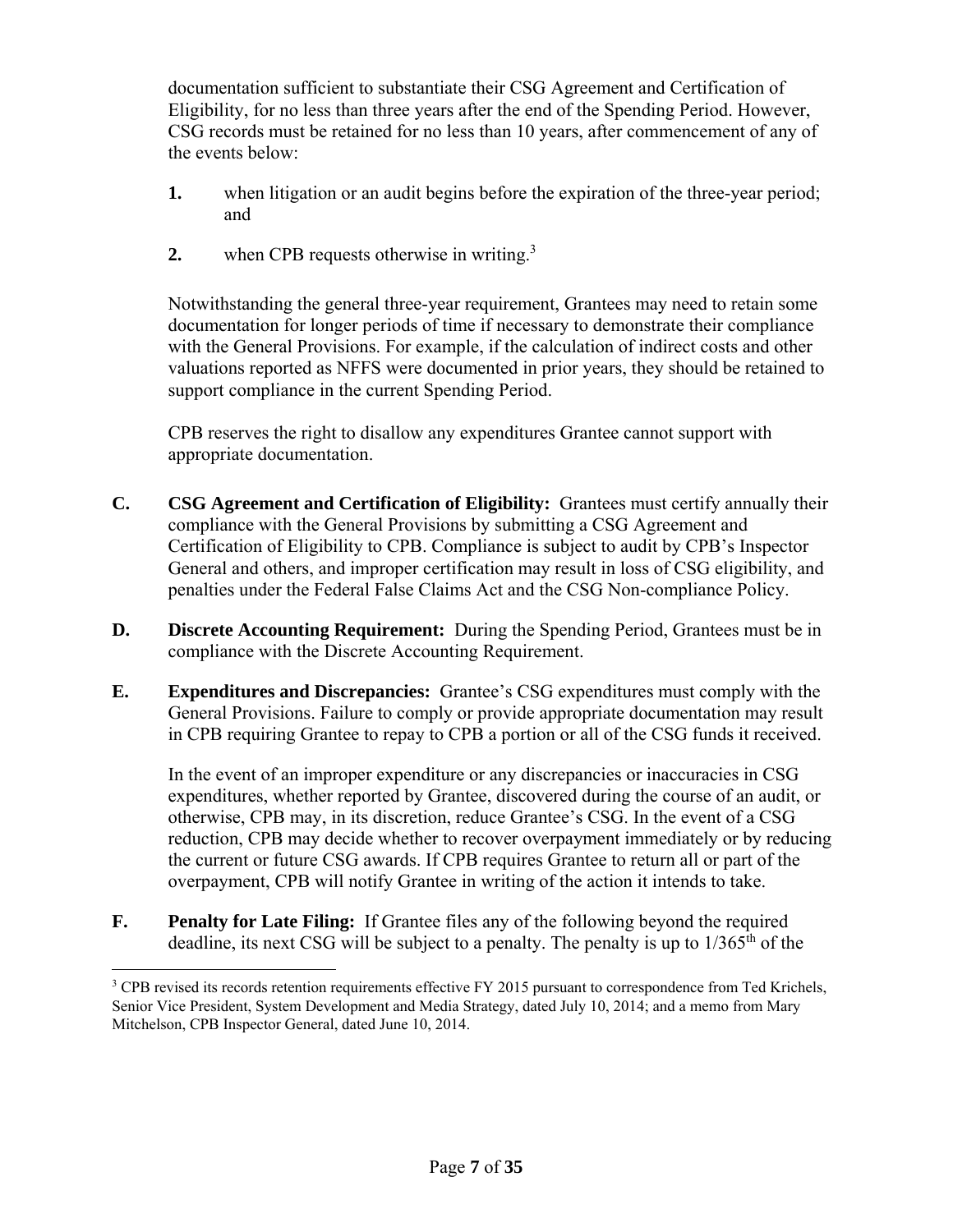documentation sufficient to substantiate their CSG Agreement and Certification of Eligibility, for no less than three years after the end of the Spending Period. However, CSG records must be retained for no less than 10 years, after commencement of any of the events below:

1. when litigation or an audit begins before the expiration of the three-year period; and
2. when CPB requests otherwise in writing.[3]

Notwithstanding the general three-year requirement, Grantees may need to retain some documentation for longer periods of time if necessary to demonstrate their compliance with the General Provisions. For example, if the calculation of indirect costs and other valuations reported as NFFS were documented in prior years, they should be retained to support compliance in the current Spending Period.

CPB reserves the right to disallow any expenditures Grantee cannot support with appropriate documentation.

**C. CSG Agreement and Certification of Eligibility:** Grantees must certify annually their compliance with the General Provisions by submitting a CSG Agreement and Certification of Eligibility to CPB. Compliance is subject to audit by CPB's Inspector General and others, and improper certification may result in loss of CSG eligibility, and penalties under the Federal False Claims Act and the CSG Non-compliance Policy.

**D. Discrete Accounting Requirement:** During the Spending Period, Grantees must be in compliance with the Discrete Accounting Requirement.

**E. Expenditures and Discrepancies:** Grantee's CSG expenditures must comply with the General Provisions. Failure to comply or provide appropriate documentation may result in CPB requiring Grantee to repay to CPB a portion or all of the CSG funds it received.

In the event of an improper expenditure or any discrepancies or inaccuracies in CSG expenditures, whether reported by Grantee, discovered during the course of an audit, or otherwise, CPB may, in its discretion, reduce Grantee's CSG. In the event of a CSG reduction, CPB may decide whether to recover overpayment immediately or by reducing the current or future CSG awards. If CPB requires Grantee to return all or part of the overpayment, CPB will notify Grantee in writing of the action it intends to take.

**F. Penalty for Late Filing:** If Grantee files any of the following beyond the required deadline, its next CSG will be subject to a penalty. The penalty is up to 1/365th of the

[3] CPB revised its records retention requirements effective FY 2015 pursuant to correspondence from Ted Krichels, Senior Vice President, System Development and Media Strategy, dated July 10, 2014; and a memo from Mary Mitchelson, CPB Inspector General, dated June 10, 2014.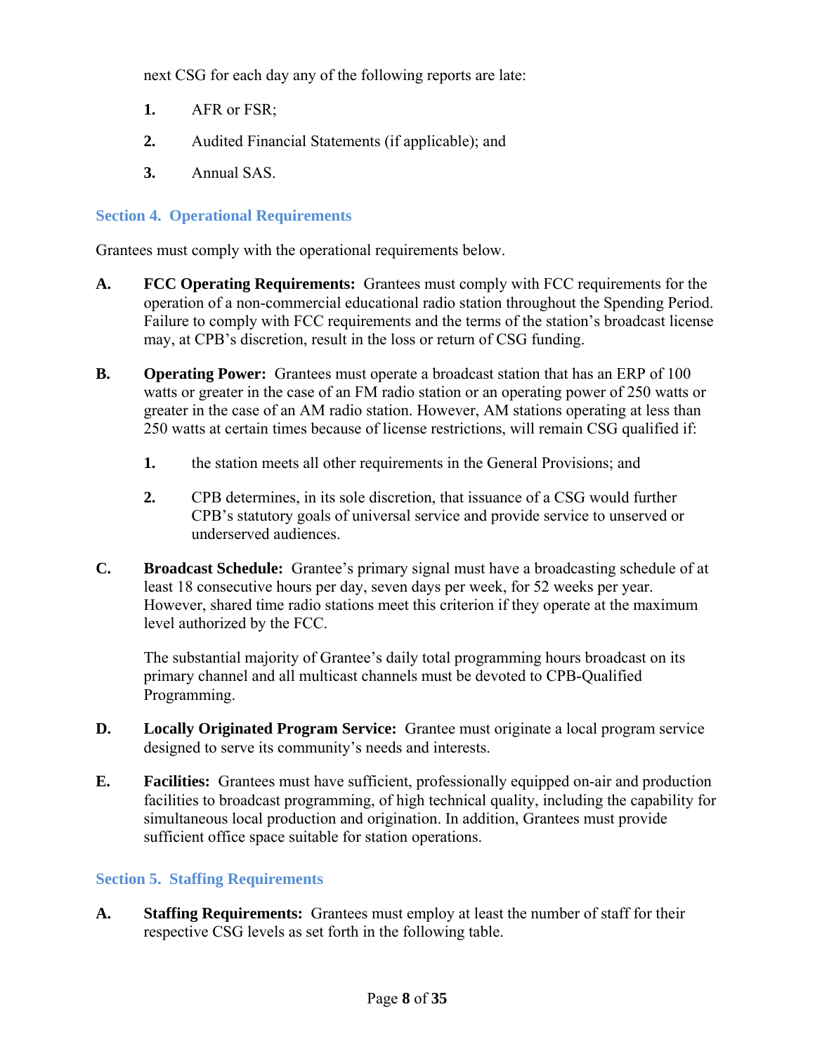next CSG for each day any of the following reports are late:

1. AFR or FSR;
2. Audited Financial Statements (if applicable); and
3. Annual SAS.

## Section 4. Operational Requirements

Grantees must comply with the operational requirements below.

**A. FCC Operating Requirements:** Grantees must comply with FCC requirements for the operation of a non-commercial educational radio station throughout the Spending Period. Failure to comply with FCC requirements and the terms of the station's broadcast license may, at CPB's discretion, result in the loss or return of CSG funding.

**B. Operating Power:** Grantees must operate a broadcast station that has an ERP of 100 watts or greater in the case of an FM radio station or an operating power of 250 watts or greater in the case of an AM radio station. However, AM stations operating at less than 250 watts at certain times because of license restrictions, will remain CSG qualified if:

1. the station meets all other requirements in the General Provisions; and
2. CPB determines, in its sole discretion, that issuance of a CSG would further CPB's statutory goals of universal service and provide service to unserved or underserved audiences.

**C. Broadcast Schedule:** Grantee's primary signal must have a broadcasting schedule of at least 18 consecutive hours per day, seven days per week, for 52 weeks per year. However, shared time radio stations meet this criterion if they operate at the maximum level authorized by the FCC.

The substantial majority of Grantee's daily total programming hours broadcast on its primary channel and all multicast channels must be devoted to CPB-Qualified Programming.

**D. Locally Originated Program Service:** Grantee must originate a local program service designed to serve its community's needs and interests.

**E. Facilities:** Grantees must have sufficient, professionally equipped on-air and production facilities to broadcast programming, of high technical quality, including the capability for simultaneous local production and origination. In addition, Grantees must provide sufficient office space suitable for station operations.

## Section 5. Staffing Requirements

**A. Staffing Requirements:** Grantees must employ at least the number of staff for their respective CSG levels as set forth in the following table.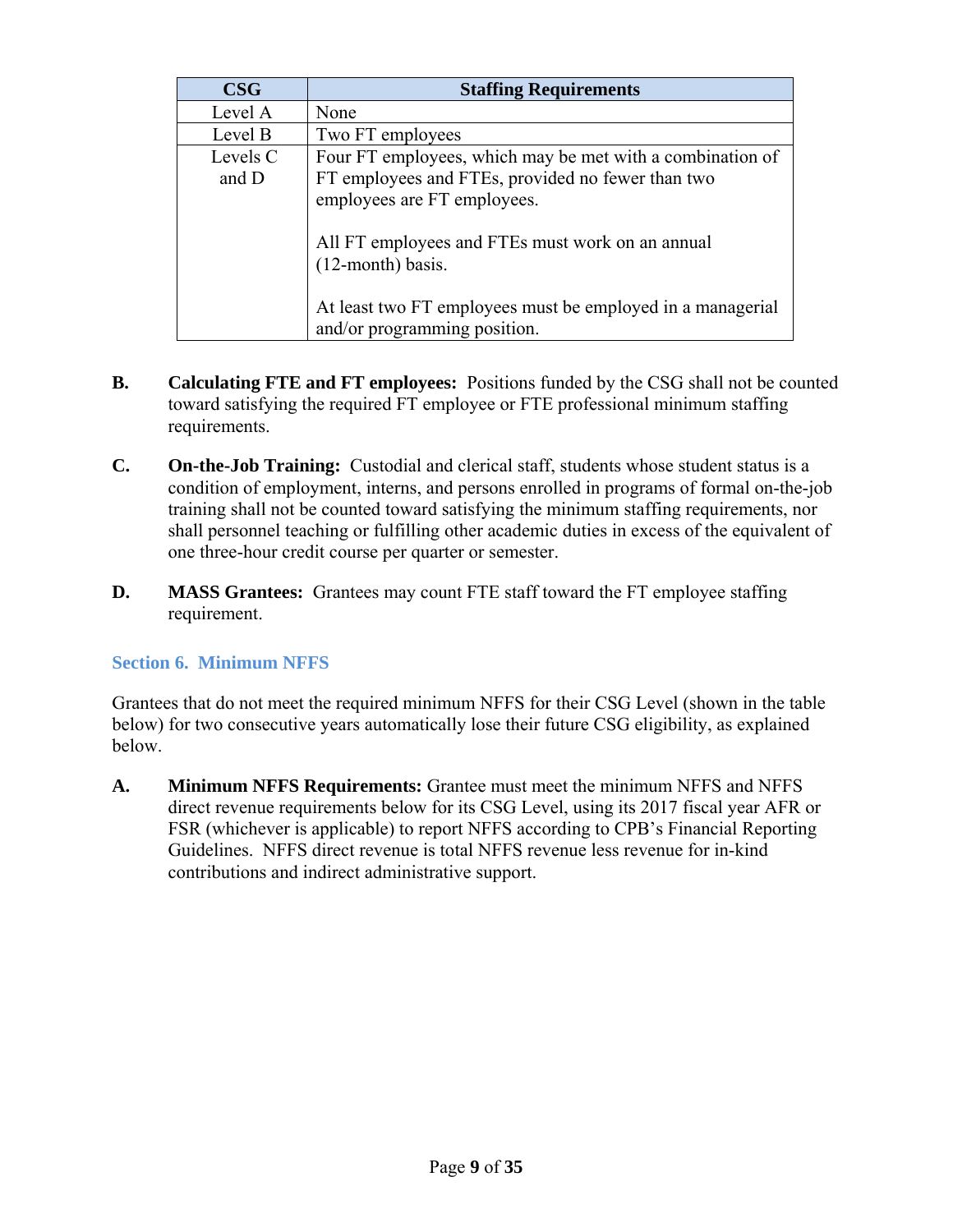| CSG | Staffing Requirements |
| --- | --- |
| Level A | None |
| Level B | Two FT employees |
| Levels C and D | Four FT employees, which may be met with a combination of FT employees and FTEs, provided no fewer than two employees are FT employees.<br><br>All FT employees and FTEs must work on an annual (12-month) basis.<br><br>At least two FT employees must be employed in a managerial and/or programming position. |

**B.** **Calculating FTE and FT employees:** Positions funded by the CSG shall not be counted toward satisfying the required FT employee or FTE professional minimum staffing requirements.

**C.** **On-the-Job Training:** Custodial and clerical staff, students whose student status is a condition of employment, interns, and persons enrolled in programs of formal on-the-job training shall not be counted toward satisfying the minimum staffing requirements, nor shall personnel teaching or fulfilling other academic duties in excess of the equivalent of one three-hour credit course per quarter or semester.

**D.** **MASS Grantees:** Grantees may count FTE staff toward the FT employee staffing requirement.

## Section 6. Minimum NFFS

Grantees that do not meet the required minimum NFFS for their CSG Level (shown in the table below) for two consecutive years automatically lose their future CSG eligibility, as explained below.

**A.** **Minimum NFFS Requirements:** Grantee must meet the minimum NFFS and NFFS direct revenue requirements below for its CSG Level, using its 2017 fiscal year AFR or FSR (whichever is applicable) to report NFFS according to CPB's Financial Reporting Guidelines. NFFS direct revenue is total NFFS revenue less revenue for in-kind contributions and indirect administrative support.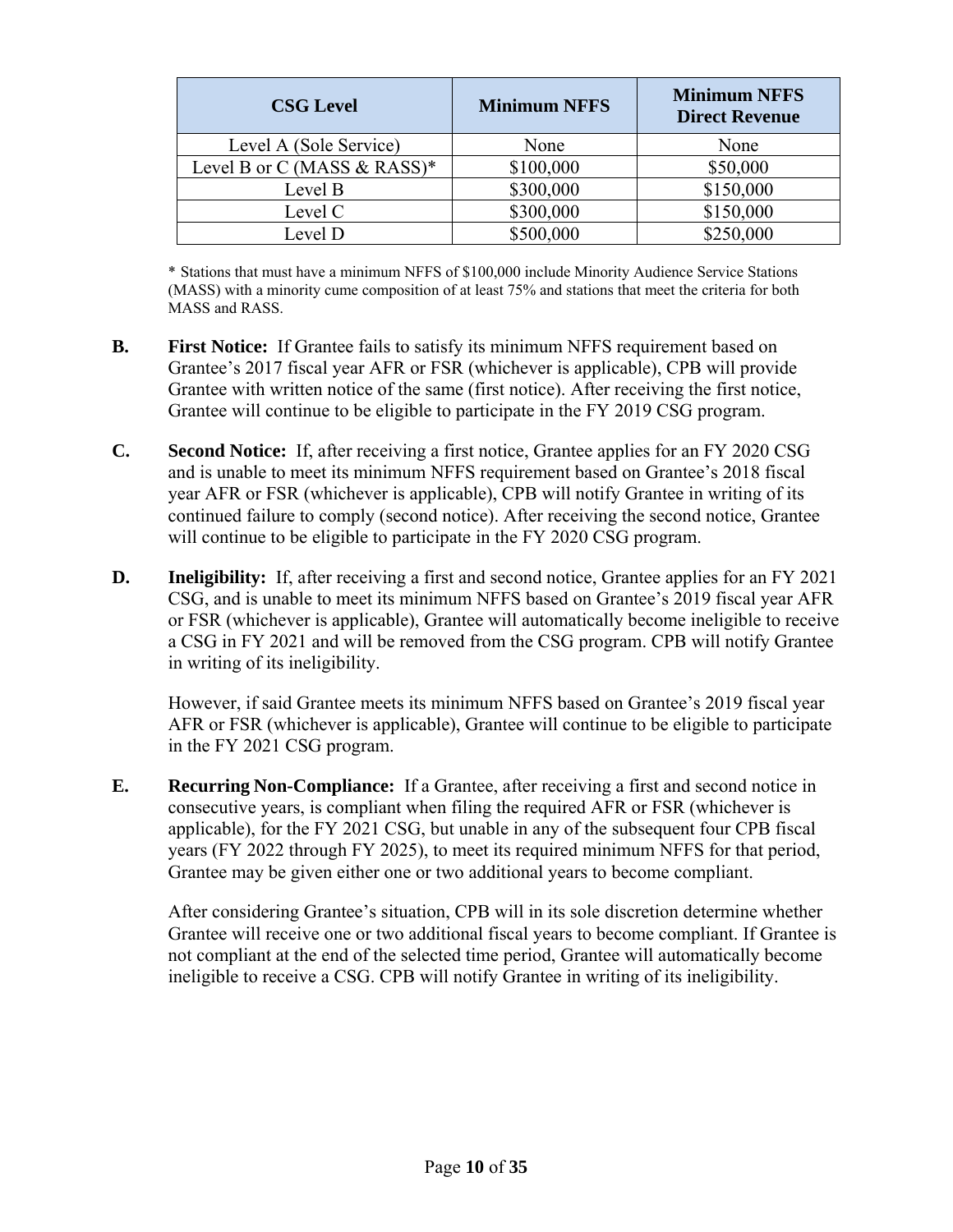| CSG Level | Minimum NFFS | Minimum NFFS Direct Revenue |
|---|---|---|
| Level A (Sole Service) | None | None |
| Level B or C (MASS & RASS)* | $100,000 | $50,000 |
| Level B | $300,000 | $150,000 |
| Level C | $300,000 | $150,000 |
| Level D | $500,000 | $250,000 |

\* Stations that must have a minimum NFFS of $100,000 include Minority Audience Service Stations (MASS) with a minority cume composition of at least 75% and stations that meet the criteria for both MASS and RASS.

**B.** **First Notice:** If Grantee fails to satisfy its minimum NFFS requirement based on Grantee's 2017 fiscal year AFR or FSR (whichever is applicable), CPB will provide Grantee with written notice of the same (first notice). After receiving the first notice, Grantee will continue to be eligible to participate in the FY 2019 CSG program.

**C.** **Second Notice:** If, after receiving a first notice, Grantee applies for an FY 2020 CSG and is unable to meet its minimum NFFS requirement based on Grantee's 2018 fiscal year AFR or FSR (whichever is applicable), CPB will notify Grantee in writing of its continued failure to comply (second notice). After receiving the second notice, Grantee will continue to be eligible to participate in the FY 2020 CSG program.

**D.** **Ineligibility:** If, after receiving a first and second notice, Grantee applies for an FY 2021 CSG, and is unable to meet its minimum NFFS based on Grantee's 2019 fiscal year AFR or FSR (whichever is applicable), Grantee will automatically become ineligible to receive a CSG in FY 2021 and will be removed from the CSG program. CPB will notify Grantee in writing of its ineligibility.

However, if said Grantee meets its minimum NFFS based on Grantee's 2019 fiscal year AFR or FSR (whichever is applicable), Grantee will continue to be eligible to participate in the FY 2021 CSG program.

**E.** **Recurring Non-Compliance:** If a Grantee, after receiving a first and second notice in consecutive years, is compliant when filing the required AFR or FSR (whichever is applicable), for the FY 2021 CSG, but unable in any of the subsequent four CPB fiscal years (FY 2022 through FY 2025), to meet its required minimum NFFS for that period, Grantee may be given either one or two additional years to become compliant.

After considering Grantee's situation, CPB will in its sole discretion determine whether Grantee will receive one or two additional fiscal years to become compliant. If Grantee is not compliant at the end of the selected time period, Grantee will automatically become ineligible to receive a CSG. CPB will notify Grantee in writing of its ineligibility.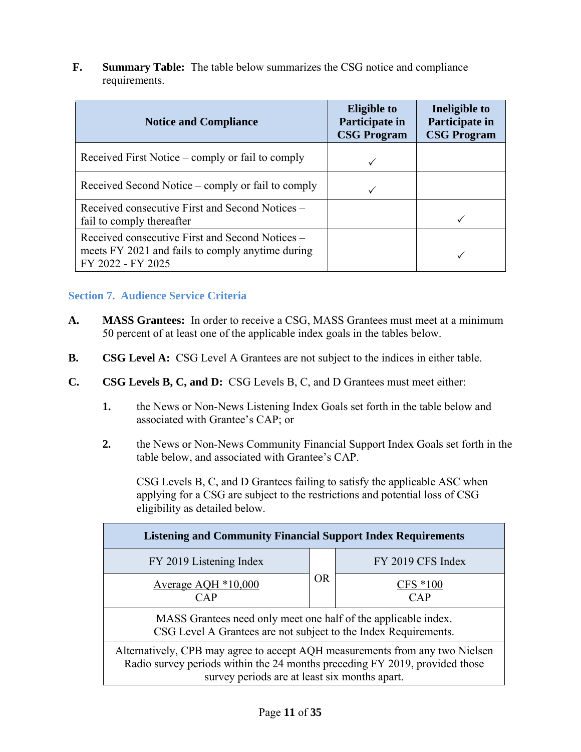F. **Summary Table:** The table below summarizes the CSG notice and compliance requirements.

| Notice and Compliance | Eligible to Participate in CSG Program | Ineligible to Participate in CSG Program |
|---|---|---|
| Received First Notice – comply or fail to comply | ✓ | |
| Received Second Notice – comply or fail to comply | ✓ | |
| Received consecutive First and Second Notices – fail to comply thereafter | | ✓ |
| Received consecutive First and Second Notices – meets FY 2021 and fails to comply anytime during FY 2022 - FY 2025 | | ✓ |

## Section 7. Audience Service Criteria

**A. MASS Grantees:** In order to receive a CSG, MASS Grantees must meet at a minimum 50 percent of at least one of the applicable index goals in the tables below.

**B. CSG Level A:** CSG Level A Grantees are not subject to the indices in either table.

**C. CSG Levels B, C, and D:** CSG Levels B, C, and D Grantees must meet either:

1. the News or Non-News Listening Index Goals set forth in the table below and associated with Grantee's CAP; or

2. the News or Non-News Community Financial Support Index Goals set forth in the table below, and associated with Grantee's CAP.

   CSG Levels B, C, and D Grantees failing to satisfy the applicable ASC when applying for a CSG are subject to the restrictions and potential loss of CSG eligibility as detailed below.

| Listening and Community Financial Support Index Requirements | | |
|---|---|---|
| FY 2019 Listening Index | OR | FY 2019 CFS Index |
| $\frac{\text{Average AQH} * 10{,}000}{\text{CAP}}$ | | $\frac{\text{CFS} * 100}{\text{CAP}}$ |
| MASS Grantees need only meet one half of the applicable index. CSG Level A Grantees are not subject to the Index Requirements. | | |
| Alternatively, CPB may agree to accept AQH measurements from any two Nielsen Radio survey periods within the 24 months preceding FY 2019, provided those survey periods are at least six months apart. | | |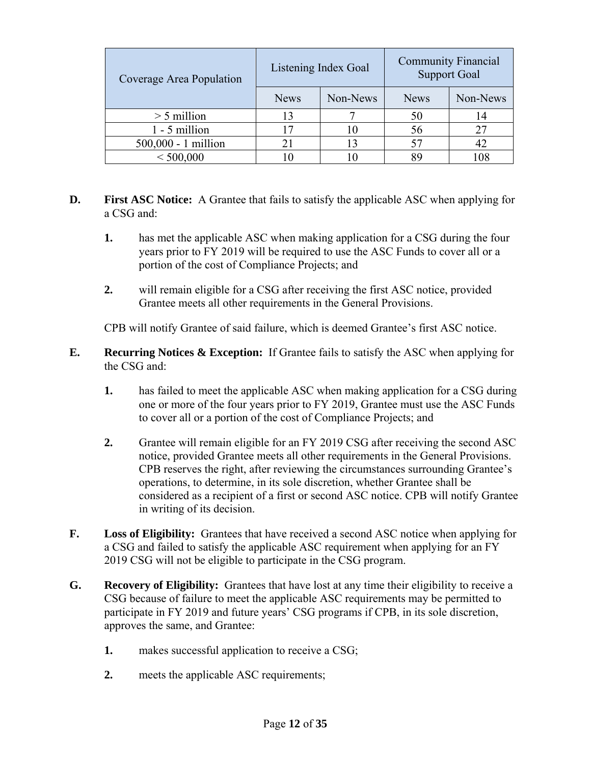| Coverage Area Population | Listening Index Goal | | Community Financial Support Goal | |
|---|---|---|---|---|
| | News | Non-News | News | Non-News |
| > 5 million | 13 | 7 | 50 | 14 |
| 1 - 5 million | 17 | 10 | 56 | 27 |
| 500,000 - 1 million | 21 | 13 | 57 | 42 |
| < 500,000 | 10 | 10 | 89 | 108 |

**D. First ASC Notice:** A Grantee that fails to satisfy the applicable ASC when applying for a CSG and:

1. has met the applicable ASC when making application for a CSG during the four years prior to FY 2019 will be required to use the ASC Funds to cover all or a portion of the cost of Compliance Projects; and

2. will remain eligible for a CSG after receiving the first ASC notice, provided Grantee meets all other requirements in the General Provisions.

CPB will notify Grantee of said failure, which is deemed Grantee's first ASC notice.

**E. Recurring Notices & Exception:** If Grantee fails to satisfy the ASC when applying for the CSG and:

1. has failed to meet the applicable ASC when making application for a CSG during one or more of the four years prior to FY 2019, Grantee must use the ASC Funds to cover all or a portion of the cost of Compliance Projects; and

2. Grantee will remain eligible for an FY 2019 CSG after receiving the second ASC notice, provided Grantee meets all other requirements in the General Provisions. CPB reserves the right, after reviewing the circumstances surrounding Grantee's operations, to determine, in its sole discretion, whether Grantee shall be considered as a recipient of a first or second ASC notice. CPB will notify Grantee in writing of its decision.

**F. Loss of Eligibility:** Grantees that have received a second ASC notice when applying for a CSG and failed to satisfy the applicable ASC requirement when applying for an FY 2019 CSG will not be eligible to participate in the CSG program.

**G. Recovery of Eligibility:** Grantees that have lost at any time their eligibility to receive a CSG because of failure to meet the applicable ASC requirements may be permitted to participate in FY 2019 and future years' CSG programs if CPB, in its sole discretion, approves the same, and Grantee:

1. makes successful application to receive a CSG;

2. meets the applicable ASC requirements;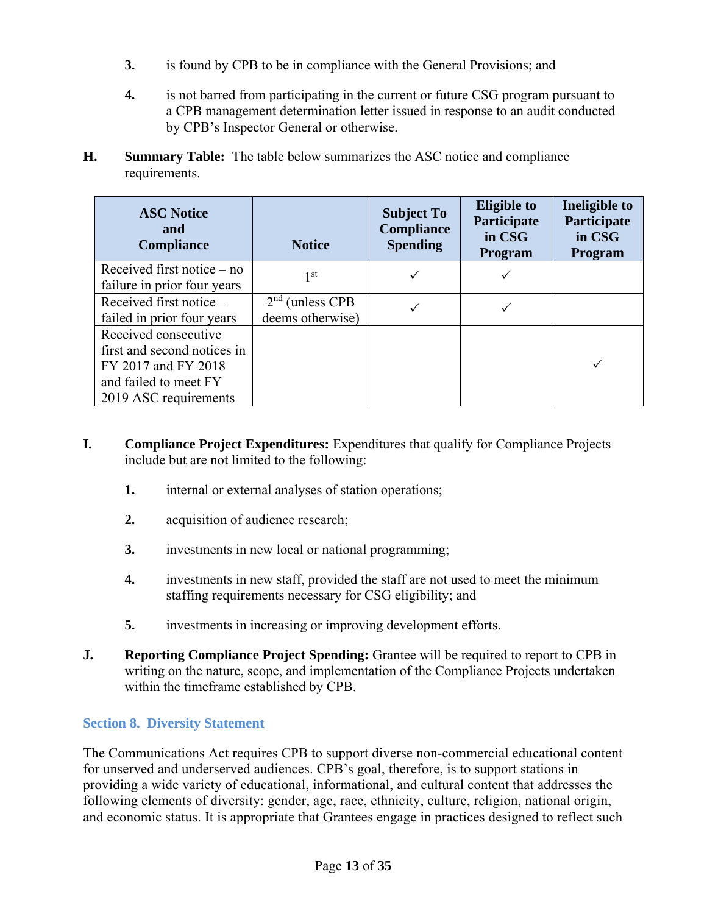3. is found by CPB to be in compliance with the General Provisions; and

4. is not barred from participating in the current or future CSG program pursuant to a CPB management determination letter issued in response to an audit conducted by CPB's Inspector General or otherwise.

**H. Summary Table:** The table below summarizes the ASC notice and compliance requirements.

| ASC Notice and Compliance | Notice | Subject To Compliance Spending | Eligible to Participate in CSG Program | Ineligible to Participate in CSG Program |
|---|---|---|---|---|
| Received first notice – no failure in prior four years | 1st | ✓ | ✓ | |
| Received first notice – failed in prior four years | 2nd (unless CPB deems otherwise) | ✓ | ✓ | |
| Received consecutive first and second notices in FY 2017 and FY 2018 and failed to meet FY 2019 ASC requirements | | | | ✓ |

**I. Compliance Project Expenditures:** Expenditures that qualify for Compliance Projects include but are not limited to the following:

1. internal or external analyses of station operations;

2. acquisition of audience research;

3. investments in new local or national programming;

4. investments in new staff, provided the staff are not used to meet the minimum staffing requirements necessary for CSG eligibility; and

5. investments in increasing or improving development efforts.

**J. Reporting Compliance Project Spending:** Grantee will be required to report to CPB in writing on the nature, scope, and implementation of the Compliance Projects undertaken within the timeframe established by CPB.

## Section 8. Diversity Statement

The Communications Act requires CPB to support diverse non-commercial educational content for unserved and underserved audiences. CPB's goal, therefore, is to support stations in providing a wide variety of educational, informational, and cultural content that addresses the following elements of diversity: gender, age, race, ethnicity, culture, religion, national origin, and economic status. It is appropriate that Grantees engage in practices designed to reflect such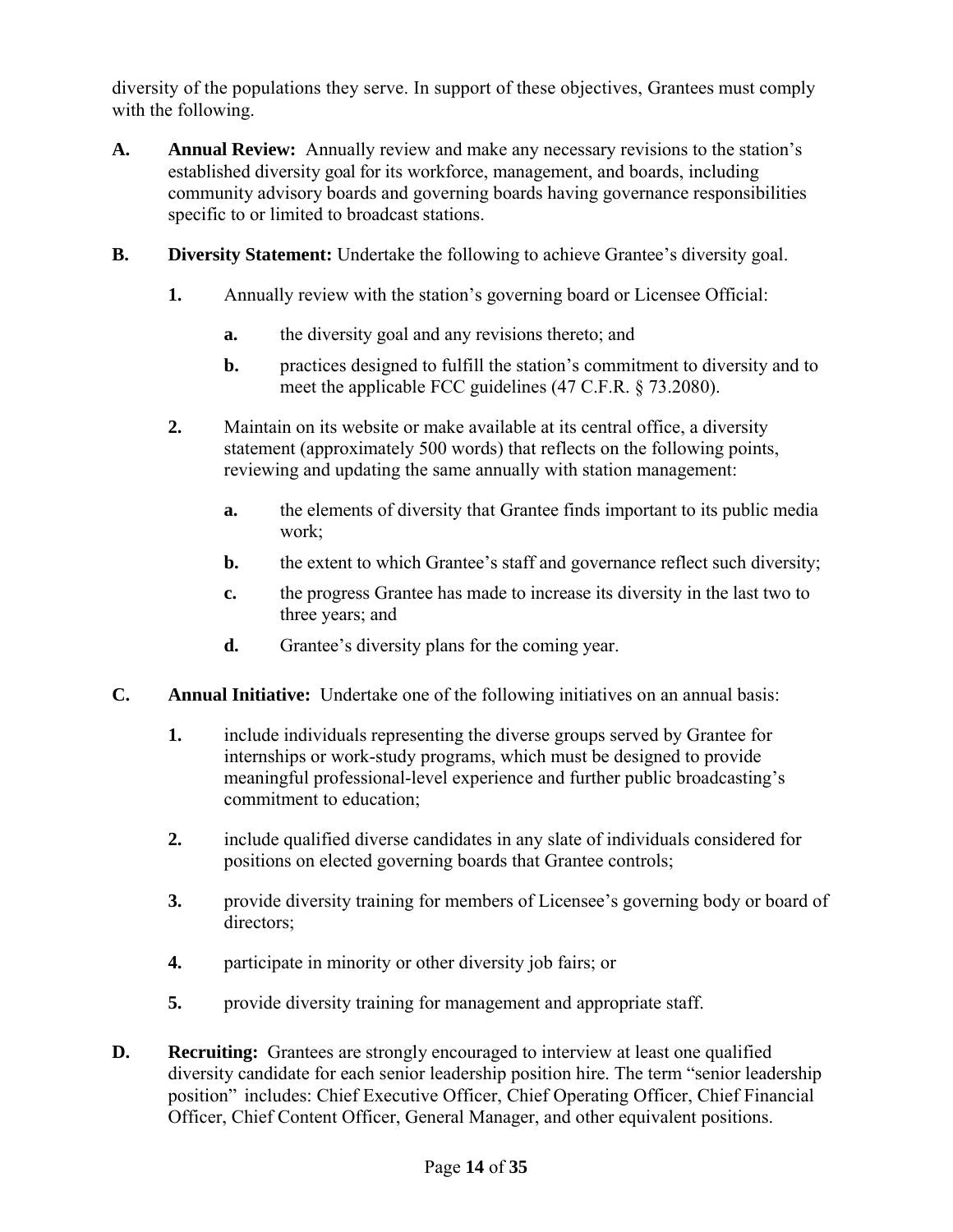diversity of the populations they serve. In support of these objectives, Grantees must comply with the following.

**A. Annual Review:** Annually review and make any necessary revisions to the station's established diversity goal for its workforce, management, and boards, including community advisory boards and governing boards having governance responsibilities specific to or limited to broadcast stations.

**B. Diversity Statement:** Undertake the following to achieve Grantee's diversity goal.

- **1.** Annually review with the station's governing board or Licensee Official:
  - **a.** the diversity goal and any revisions thereto; and
  - **b.** practices designed to fulfill the station's commitment to diversity and to meet the applicable FCC guidelines (47 C.F.R. § 73.2080).
- **2.** Maintain on its website or make available at its central office, a diversity statement (approximately 500 words) that reflects on the following points, reviewing and updating the same annually with station management:
  - **a.** the elements of diversity that Grantee finds important to its public media work;
  - **b.** the extent to which Grantee's staff and governance reflect such diversity;
  - **c.** the progress Grantee has made to increase its diversity in the last two to three years; and
  - **d.** Grantee's diversity plans for the coming year.

**C. Annual Initiative:** Undertake one of the following initiatives on an annual basis:

- **1.** include individuals representing the diverse groups served by Grantee for internships or work-study programs, which must be designed to provide meaningful professional-level experience and further public broadcasting's commitment to education;
- **2.** include qualified diverse candidates in any slate of individuals considered for positions on elected governing boards that Grantee controls;
- **3.** provide diversity training for members of Licensee's governing body or board of directors;
- **4.** participate in minority or other diversity job fairs; or
- **5.** provide diversity training for management and appropriate staff.

**D. Recruiting:** Grantees are strongly encouraged to interview at least one qualified diversity candidate for each senior leadership position hire. The term "senior leadership position" includes: Chief Executive Officer, Chief Operating Officer, Chief Financial Officer, Chief Content Officer, General Manager, and other equivalent positions.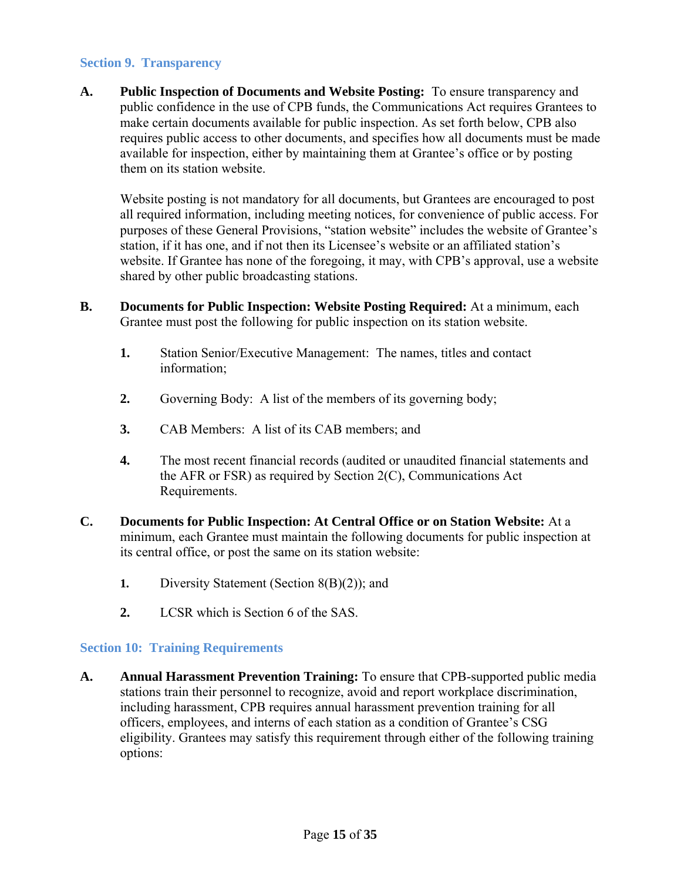## Section 9. Transparency

**A. Public Inspection of Documents and Website Posting:** To ensure transparency and public confidence in the use of CPB funds, the Communications Act requires Grantees to make certain documents available for public inspection. As set forth below, CPB also requires public access to other documents, and specifies how all documents must be made available for inspection, either by maintaining them at Grantee's office or by posting them on its station website.

Website posting is not mandatory for all documents, but Grantees are encouraged to post all required information, including meeting notices, for convenience of public access. For purposes of these General Provisions, "station website" includes the website of Grantee's station, if it has one, and if not then its Licensee's website or an affiliated station's website. If Grantee has none of the foregoing, it may, with CPB's approval, use a website shared by other public broadcasting stations.

**B. Documents for Public Inspection: Website Posting Required:** At a minimum, each Grantee must post the following for public inspection on its station website.

1. Station Senior/Executive Management: The names, titles and contact information;
2. Governing Body: A list of the members of its governing body;
3. CAB Members: A list of its CAB members; and
4. The most recent financial records (audited or unaudited financial statements and the AFR or FSR) as required by Section 2(C), Communications Act Requirements.

**C. Documents for Public Inspection: At Central Office or on Station Website:** At a minimum, each Grantee must maintain the following documents for public inspection at its central office, or post the same on its station website:

1. Diversity Statement (Section 8(B)(2)); and
2. LCSR which is Section 6 of the SAS.

## Section 10: Training Requirements

**A. Annual Harassment Prevention Training:** To ensure that CPB-supported public media stations train their personnel to recognize, avoid and report workplace discrimination, including harassment, CPB requires annual harassment prevention training for all officers, employees, and interns of each station as a condition of Grantee's CSG eligibility. Grantees may satisfy this requirement through either of the following training options: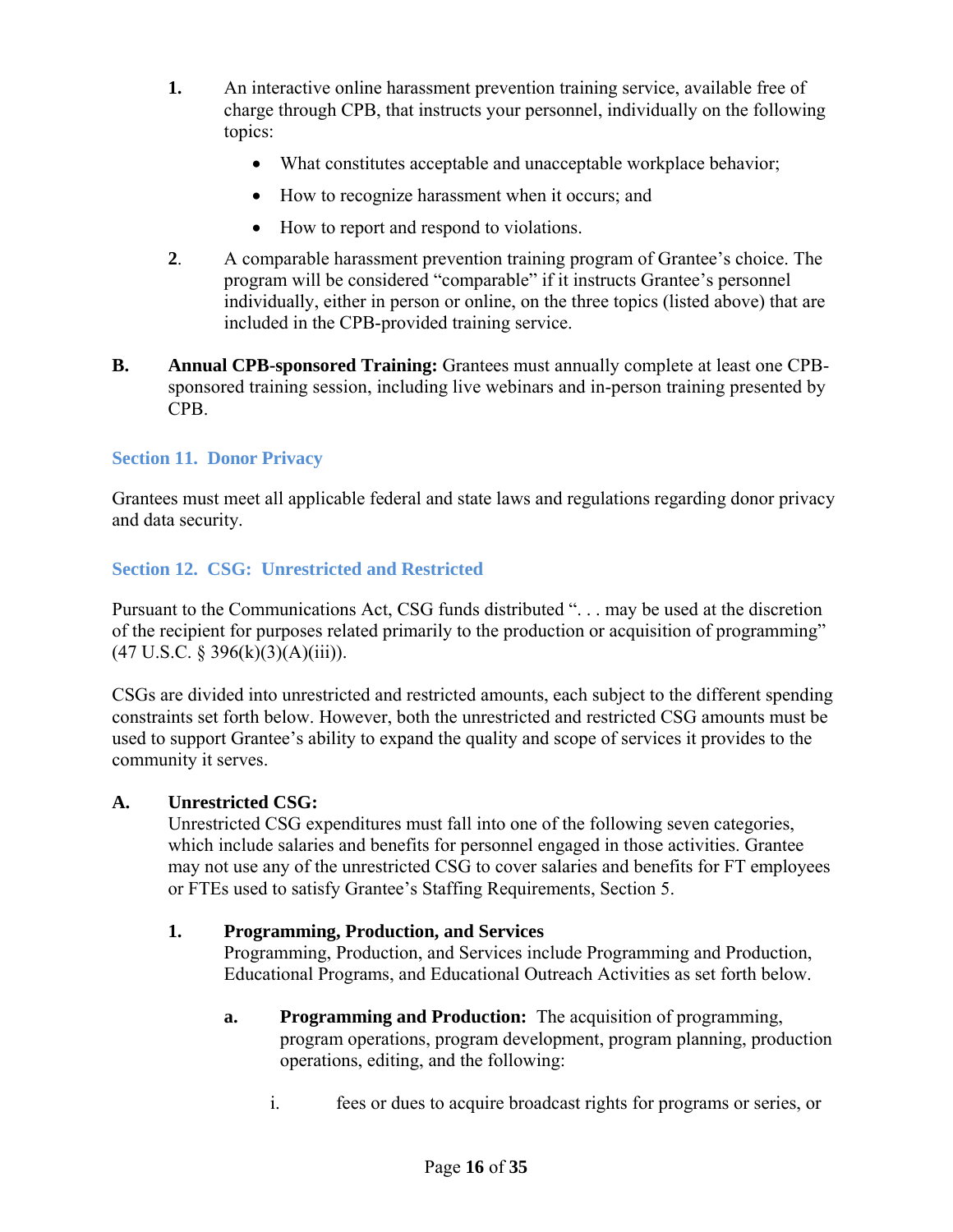1. An interactive online harassment prevention training service, available free of charge through CPB, that instructs your personnel, individually on the following topics:

    - What constitutes acceptable and unacceptable workplace behavior;
    - How to recognize harassment when it occurs; and
    - How to report and respond to violations.

2. A comparable harassment prevention training program of Grantee's choice. The program will be considered "comparable" if it instructs Grantee's personnel individually, either in person or online, on the three topics (listed above) that are included in the CPB-provided training service.

**B. Annual CPB-sponsored Training:** Grantees must annually complete at least one CPB-sponsored training session, including live webinars and in-person training presented by CPB.

## Section 11. Donor Privacy

Grantees must meet all applicable federal and state laws and regulations regarding donor privacy and data security.

## Section 12. CSG: Unrestricted and Restricted

Pursuant to the Communications Act, CSG funds distributed ". . . may be used at the discretion of the recipient for purposes related primarily to the production or acquisition of programming" (47 U.S.C. § 396(k)(3)(A)(iii)).

CSGs are divided into unrestricted and restricted amounts, each subject to the different spending constraints set forth below. However, both the unrestricted and restricted CSG amounts must be used to support Grantee's ability to expand the quality and scope of services it provides to the community it serves.

**A. Unrestricted CSG:**

Unrestricted CSG expenditures must fall into one of the following seven categories, which include salaries and benefits for personnel engaged in those activities. Grantee may not use any of the unrestricted CSG to cover salaries and benefits for FT employees or FTEs used to satisfy Grantee's Staffing Requirements, Section 5.

**1. Programming, Production, and Services**

Programming, Production, and Services include Programming and Production, Educational Programs, and Educational Outreach Activities as set forth below.

**a. Programming and Production:** The acquisition of programming, program operations, program development, program planning, production operations, editing, and the following:

i. fees or dues to acquire broadcast rights for programs or series, or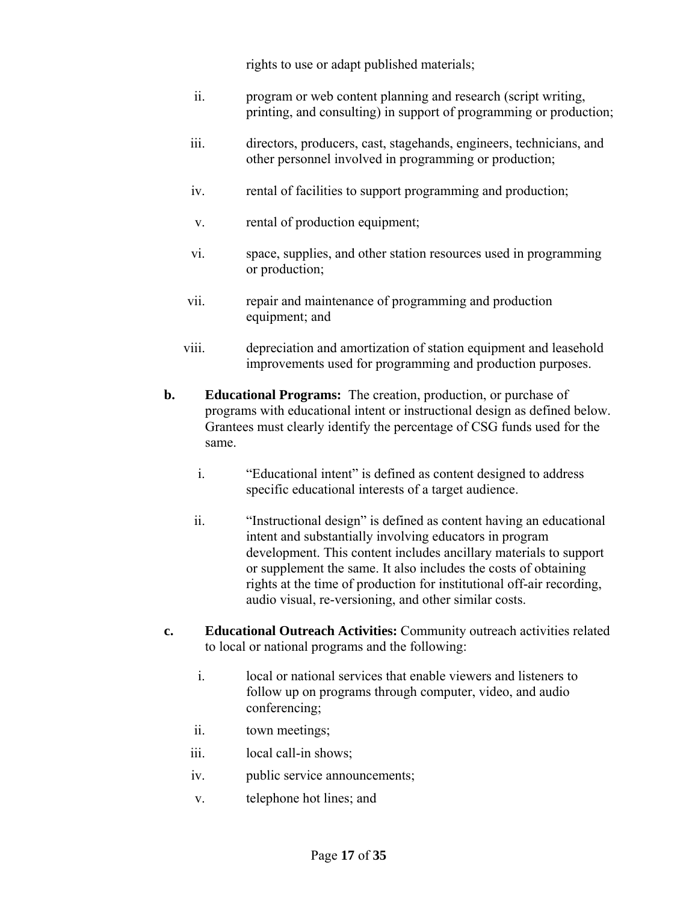rights to use or adapt published materials;

ii. program or web content planning and research (script writing, printing, and consulting) in support of programming or production;

iii. directors, producers, cast, stagehands, engineers, technicians, and other personnel involved in programming or production;

iv. rental of facilities to support programming and production;

v. rental of production equipment;

vi. space, supplies, and other station resources used in programming or production;

vii. repair and maintenance of programming and production equipment; and

viii. depreciation and amortization of station equipment and leasehold improvements used for programming and production purposes.

**b. Educational Programs:** The creation, production, or purchase of programs with educational intent or instructional design as defined below. Grantees must clearly identify the percentage of CSG funds used for the same.

i. "Educational intent" is defined as content designed to address specific educational interests of a target audience.

ii. "Instructional design" is defined as content having an educational intent and substantially involving educators in program development. This content includes ancillary materials to support or supplement the same. It also includes the costs of obtaining rights at the time of production for institutional off-air recording, audio visual, re-versioning, and other similar costs.

**c. Educational Outreach Activities:** Community outreach activities related to local or national programs and the following:

i. local or national services that enable viewers and listeners to follow up on programs through computer, video, and audio conferencing;

ii. town meetings;

iii. local call-in shows;

iv. public service announcements;

v. telephone hot lines; and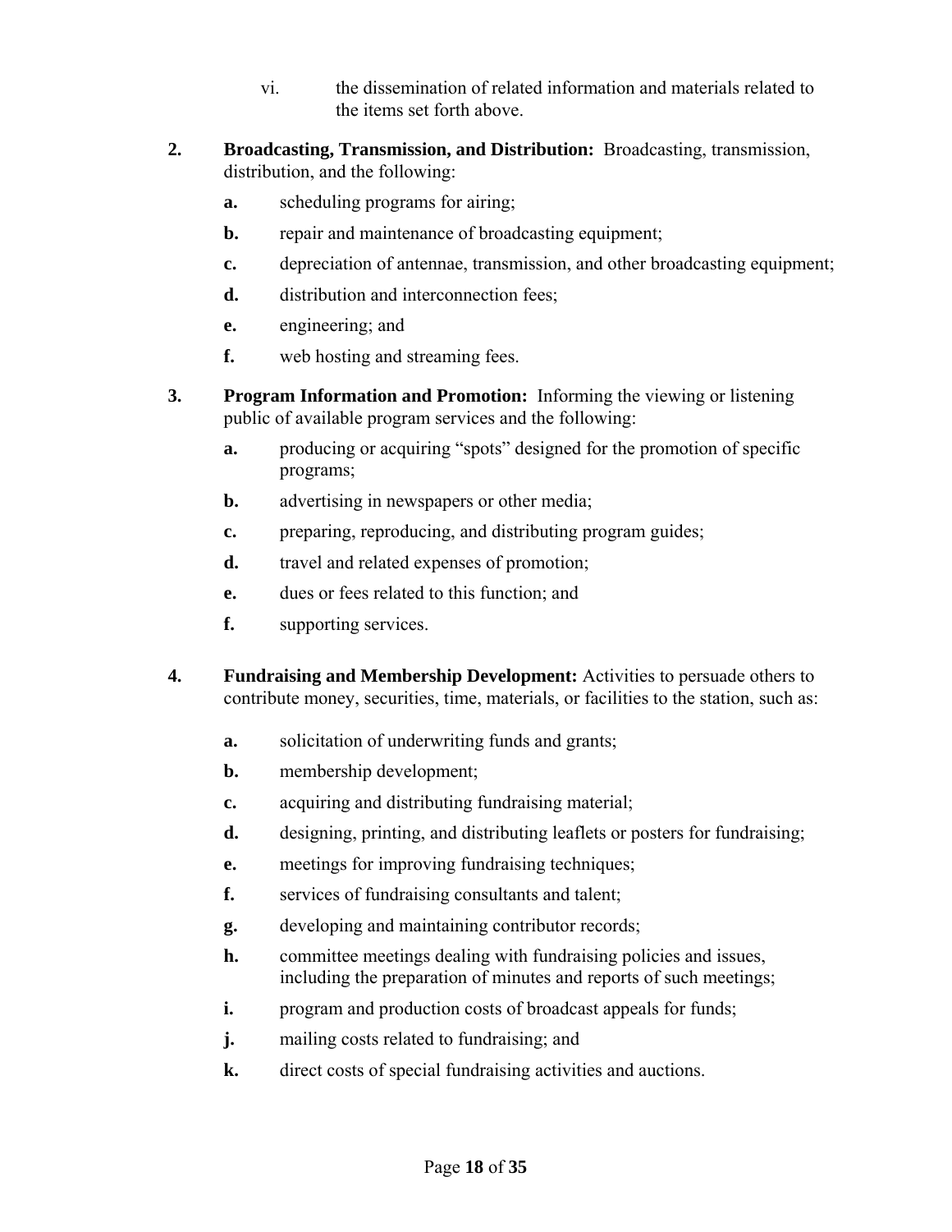vi. the dissemination of related information and materials related to the items set forth above.

2. **Broadcasting, Transmission, and Distribution:** Broadcasting, transmission, distribution, and the following:

   **a.** scheduling programs for airing;

   **b.** repair and maintenance of broadcasting equipment;

   **c.** depreciation of antennae, transmission, and other broadcasting equipment;

   **d.** distribution and interconnection fees;

   **e.** engineering; and

   **f.** web hosting and streaming fees.

3. **Program Information and Promotion:** Informing the viewing or listening public of available program services and the following:

   **a.** producing or acquiring "spots" designed for the promotion of specific programs;

   **b.** advertising in newspapers or other media;

   **c.** preparing, reproducing, and distributing program guides;

   **d.** travel and related expenses of promotion;

   **e.** dues or fees related to this function; and

   **f.** supporting services.

4. **Fundraising and Membership Development:** Activities to persuade others to contribute money, securities, time, materials, or facilities to the station, such as:

   **a.** solicitation of underwriting funds and grants;

   **b.** membership development;

   **c.** acquiring and distributing fundraising material;

   **d.** designing, printing, and distributing leaflets or posters for fundraising;

   **e.** meetings for improving fundraising techniques;

   **f.** services of fundraising consultants and talent;

   **g.** developing and maintaining contributor records;

   **h.** committee meetings dealing with fundraising policies and issues, including the preparation of minutes and reports of such meetings;

   **i.** program and production costs of broadcast appeals for funds;

   **j.** mailing costs related to fundraising; and

   **k.** direct costs of special fundraising activities and auctions.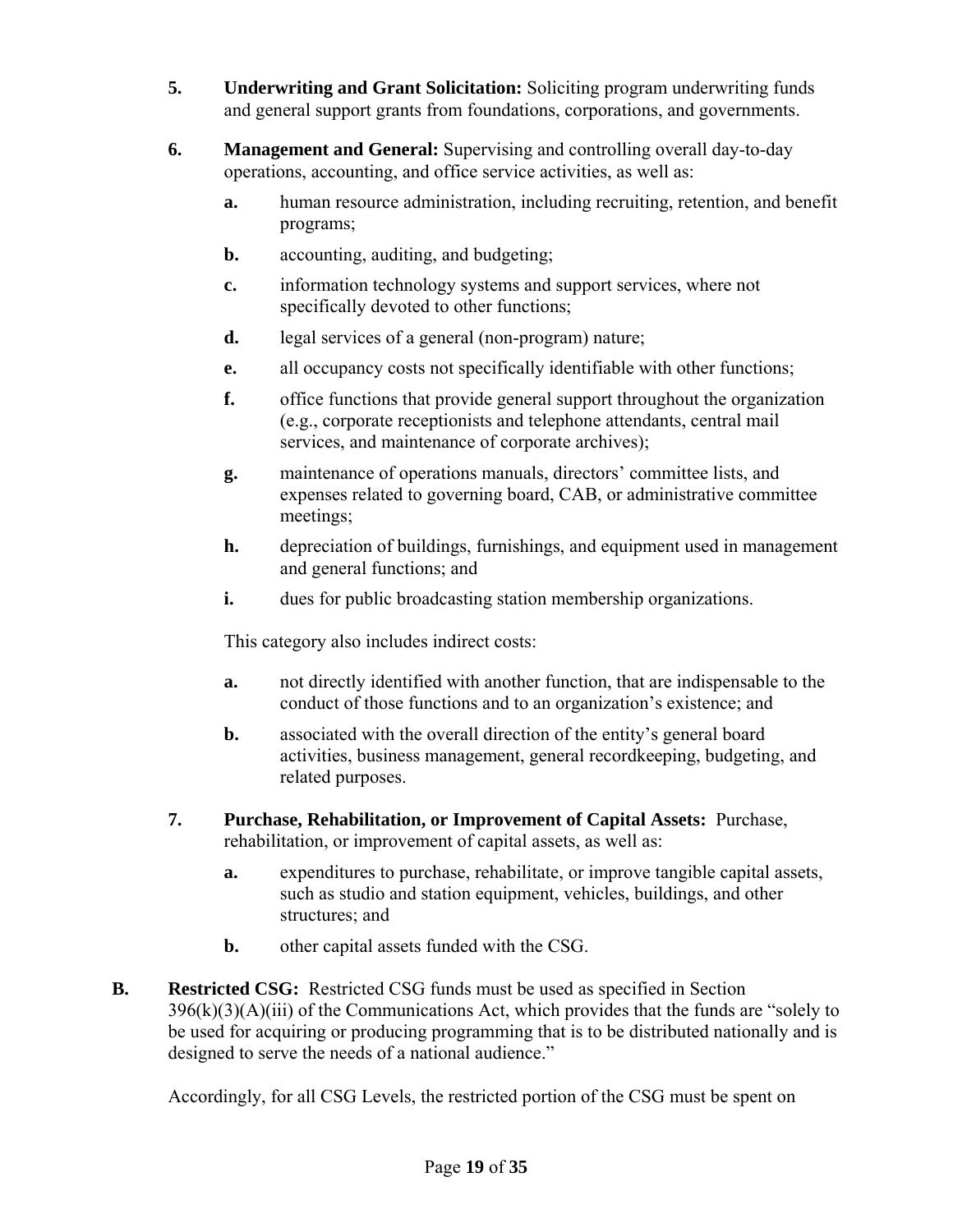5. **Underwriting and Grant Solicitation:** Soliciting program underwriting funds and general support grants from foundations, corporations, and governments.

6. **Management and General:** Supervising and controlling overall day-to-day operations, accounting, and office service activities, as well as:

   **a.** human resource administration, including recruiting, retention, and benefit programs;

   **b.** accounting, auditing, and budgeting;

   **c.** information technology systems and support services, where not specifically devoted to other functions;

   **d.** legal services of a general (non-program) nature;

   **e.** all occupancy costs not specifically identifiable with other functions;

   **f.** office functions that provide general support throughout the organization (e.g., corporate receptionists and telephone attendants, central mail services, and maintenance of corporate archives);

   **g.** maintenance of operations manuals, directors' committee lists, and expenses related to governing board, CAB, or administrative committee meetings;

   **h.** depreciation of buildings, furnishings, and equipment used in management and general functions; and

   **i.** dues for public broadcasting station membership organizations.

   This category also includes indirect costs:

   **a.** not directly identified with another function, that are indispensable to the conduct of those functions and to an organization's existence; and

   **b.** associated with the overall direction of the entity's general board activities, business management, general recordkeeping, budgeting, and related purposes.

7. **Purchase, Rehabilitation, or Improvement of Capital Assets:** Purchase, rehabilitation, or improvement of capital assets, as well as:

   **a.** expenditures to purchase, rehabilitate, or improve tangible capital assets, such as studio and station equipment, vehicles, buildings, and other structures; and

   **b.** other capital assets funded with the CSG.

**B. Restricted CSG:** Restricted CSG funds must be used as specified in Section 396(k)(3)(A)(iii) of the Communications Act, which provides that the funds are "solely to be used for acquiring or producing programming that is to be distributed nationally and is designed to serve the needs of a national audience."

Accordingly, for all CSG Levels, the restricted portion of the CSG must be spent on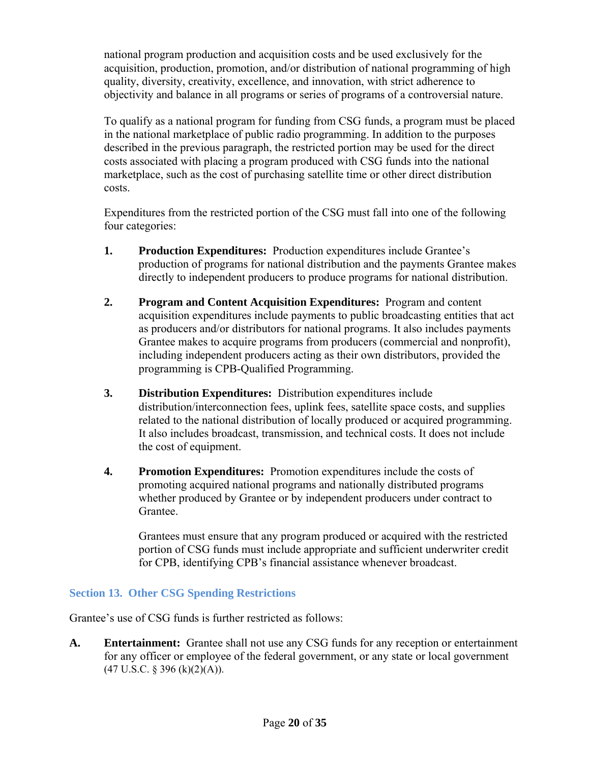national program production and acquisition costs and be used exclusively for the acquisition, production, promotion, and/or distribution of national programming of high quality, diversity, creativity, excellence, and innovation, with strict adherence to objectivity and balance in all programs or series of programs of a controversial nature.

To qualify as a national program for funding from CSG funds, a program must be placed in the national marketplace of public radio programming. In addition to the purposes described in the previous paragraph, the restricted portion may be used for the direct costs associated with placing a program produced with CSG funds into the national marketplace, such as the cost of purchasing satellite time or other direct distribution costs.

Expenditures from the restricted portion of the CSG must fall into one of the following four categories:

1. **Production Expenditures:** Production expenditures include Grantee's production of programs for national distribution and the payments Grantee makes directly to independent producers to produce programs for national distribution.

2. **Program and Content Acquisition Expenditures:** Program and content acquisition expenditures include payments to public broadcasting entities that act as producers and/or distributors for national programs. It also includes payments Grantee makes to acquire programs from producers (commercial and nonprofit), including independent producers acting as their own distributors, provided the programming is CPB-Qualified Programming.

3. **Distribution Expenditures:** Distribution expenditures include distribution/interconnection fees, uplink fees, satellite space costs, and supplies related to the national distribution of locally produced or acquired programming. It also includes broadcast, transmission, and technical costs. It does not include the cost of equipment.

4. **Promotion Expenditures:** Promotion expenditures include the costs of promoting acquired national programs and nationally distributed programs whether produced by Grantee or by independent producers under contract to Grantee.

   Grantees must ensure that any program produced or acquired with the restricted portion of CSG funds must include appropriate and sufficient underwriter credit for CPB, identifying CPB's financial assistance whenever broadcast.

## Section 13. Other CSG Spending Restrictions

Grantee's use of CSG funds is further restricted as follows:

**A. Entertainment:** Grantee shall not use any CSG funds for any reception or entertainment for any officer or employee of the federal government, or any state or local government (47 U.S.C. § 396 (k)(2)(A)).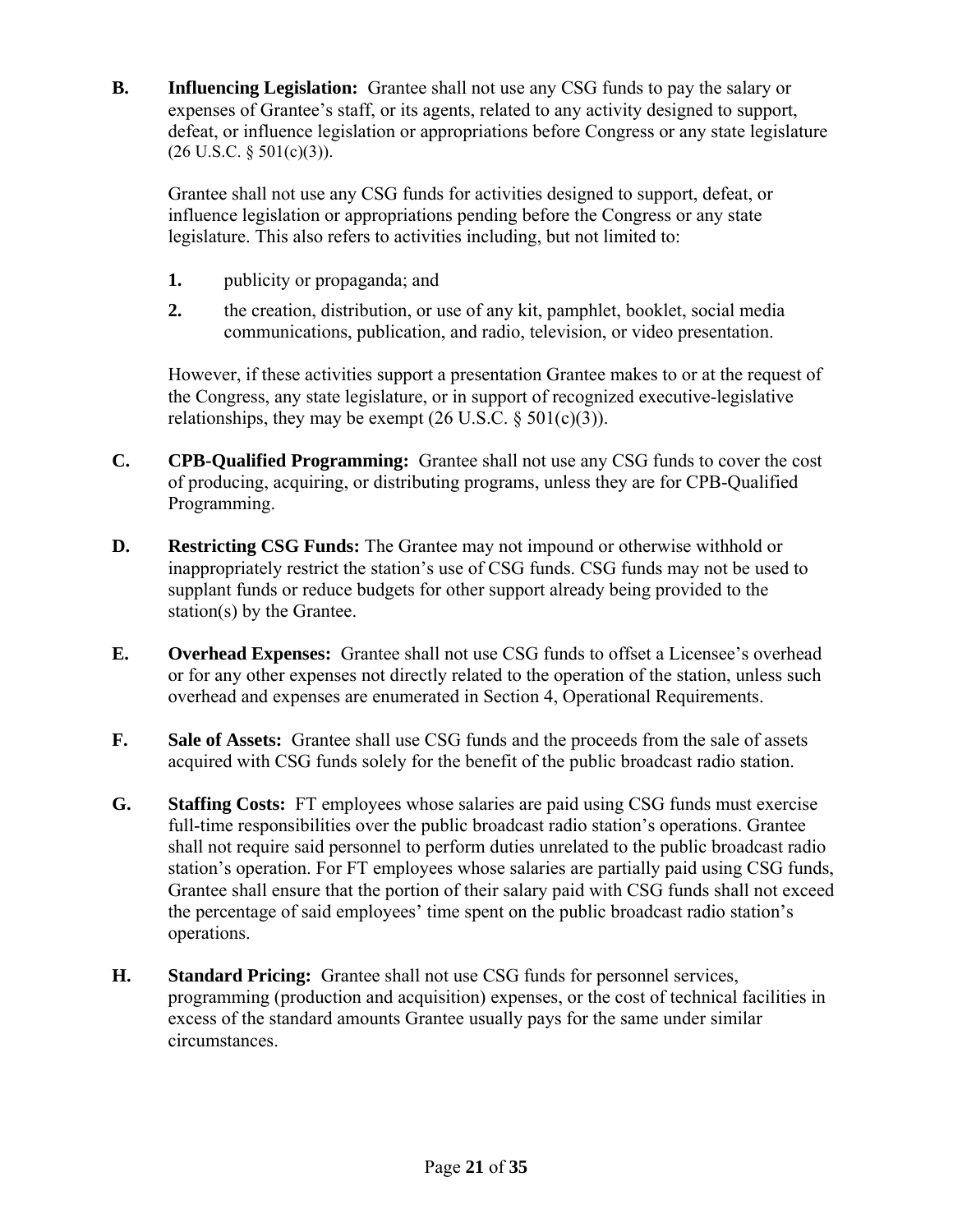**B. Influencing Legislation:** Grantee shall not use any CSG funds to pay the salary or expenses of Grantee's staff, or its agents, related to any activity designed to support, defeat, or influence legislation or appropriations before Congress or any state legislature (26 U.S.C. § 501(c)(3)).

Grantee shall not use any CSG funds for activities designed to support, defeat, or influence legislation or appropriations pending before the Congress or any state legislature. This also refers to activities including, but not limited to:

1. publicity or propaganda; and
2. the creation, distribution, or use of any kit, pamphlet, booklet, social media communications, publication, and radio, television, or video presentation.

However, if these activities support a presentation Grantee makes to or at the request of the Congress, any state legislature, or in support of recognized executive-legislative relationships, they may be exempt (26 U.S.C. § 501(c)(3)).

**C. CPB-Qualified Programming:** Grantee shall not use any CSG funds to cover the cost of producing, acquiring, or distributing programs, unless they are for CPB-Qualified Programming.

**D. Restricting CSG Funds:** The Grantee may not impound or otherwise withhold or inappropriately restrict the station's use of CSG funds. CSG funds may not be used to supplant funds or reduce budgets for other support already being provided to the station(s) by the Grantee.

**E. Overhead Expenses:** Grantee shall not use CSG funds to offset a Licensee's overhead or for any other expenses not directly related to the operation of the station, unless such overhead and expenses are enumerated in Section 4, Operational Requirements.

**F. Sale of Assets:** Grantee shall use CSG funds and the proceeds from the sale of assets acquired with CSG funds solely for the benefit of the public broadcast radio station.

**G. Staffing Costs:** FT employees whose salaries are paid using CSG funds must exercise full-time responsibilities over the public broadcast radio station's operations. Grantee shall not require said personnel to perform duties unrelated to the public broadcast radio station's operation. For FT employees whose salaries are partially paid using CSG funds, Grantee shall ensure that the portion of their salary paid with CSG funds shall not exceed the percentage of said employees' time spent on the public broadcast radio station's operations.

**H. Standard Pricing:** Grantee shall not use CSG funds for personnel services, programming (production and acquisition) expenses, or the cost of technical facilities in excess of the standard amounts Grantee usually pays for the same under similar circumstances.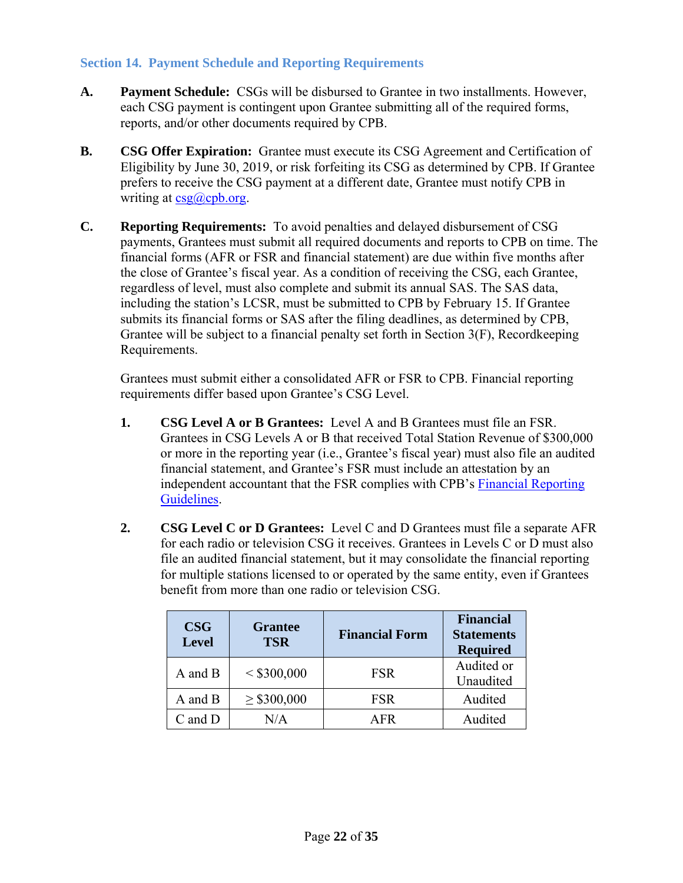## Section 14. Payment Schedule and Reporting Requirements

**A. Payment Schedule:** CSGs will be disbursed to Grantee in two installments. However, each CSG payment is contingent upon Grantee submitting all of the required forms, reports, and/or other documents required by CPB.

**B. CSG Offer Expiration:** Grantee must execute its CSG Agreement and Certification of Eligibility by June 30, 2019, or risk forfeiting its CSG as determined by CPB. If Grantee prefers to receive the CSG payment at a different date, Grantee must notify CPB in writing at csg@cpb.org.

**C. Reporting Requirements:** To avoid penalties and delayed disbursement of CSG payments, Grantees must submit all required documents and reports to CPB on time. The financial forms (AFR or FSR and financial statement) are due within five months after the close of Grantee's fiscal year. As a condition of receiving the CSG, each Grantee, regardless of level, must also complete and submit its annual SAS. The SAS data, including the station's LCSR, must be submitted to CPB by February 15. If Grantee submits its financial forms or SAS after the filing deadlines, as determined by CPB, Grantee will be subject to a financial penalty set forth in Section 3(F), Recordkeeping Requirements.

Grantees must submit either a consolidated AFR or FSR to CPB. Financial reporting requirements differ based upon Grantee's CSG Level.

1. **CSG Level A or B Grantees:** Level A and B Grantees must file an FSR. Grantees in CSG Levels A or B that received Total Station Revenue of $300,000 or more in the reporting year (i.e., Grantee's fiscal year) must also file an audited financial statement, and Grantee's FSR must include an attestation by an independent accountant that the FSR complies with CPB's Financial Reporting Guidelines.

2. **CSG Level C or D Grantees:** Level C and D Grantees must file a separate AFR for each radio or television CSG it receives. Grantees in Levels C or D must also file an audited financial statement, but it may consolidate the financial reporting for multiple stations licensed to or operated by the same entity, even if Grantees benefit from more than one radio or television CSG.

| CSG Level | Grantee TSR | Financial Form | Financial Statements Required |
|---|---|---|---|
| A and B | < $300,000 | FSR | Audited or Unaudited |
| A and B | ≥ $300,000 | FSR | Audited |
| C and D | N/A | AFR | Audited |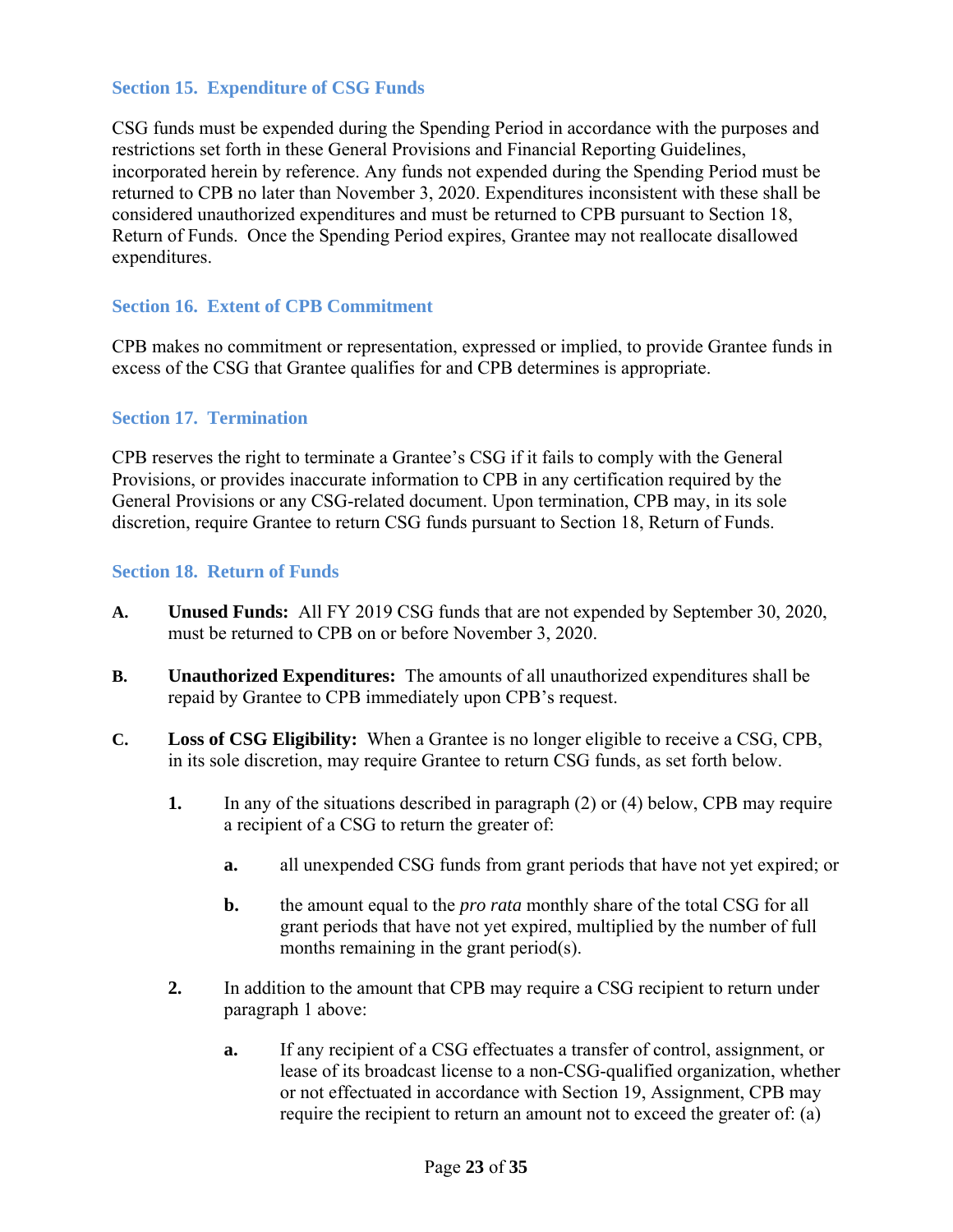### Section 15. Expenditure of CSG Funds

CSG funds must be expended during the Spending Period in accordance with the purposes and restrictions set forth in these General Provisions and Financial Reporting Guidelines, incorporated herein by reference. Any funds not expended during the Spending Period must be returned to CPB no later than November 3, 2020. Expenditures inconsistent with these shall be considered unauthorized expenditures and must be returned to CPB pursuant to Section 18, Return of Funds. Once the Spending Period expires, Grantee may not reallocate disallowed expenditures.

### Section 16. Extent of CPB Commitment

CPB makes no commitment or representation, expressed or implied, to provide Grantee funds in excess of the CSG that Grantee qualifies for and CPB determines is appropriate.

### Section 17. Termination

CPB reserves the right to terminate a Grantee's CSG if it fails to comply with the General Provisions, or provides inaccurate information to CPB in any certification required by the General Provisions or any CSG-related document. Upon termination, CPB may, in its sole discretion, require Grantee to return CSG funds pursuant to Section 18, Return of Funds.

### Section 18. Return of Funds

**A.** **Unused Funds:** All FY 2019 CSG funds that are not expended by September 30, 2020, must be returned to CPB on or before November 3, 2020.

**B.** **Unauthorized Expenditures:** The amounts of all unauthorized expenditures shall be repaid by Grantee to CPB immediately upon CPB's request.

**C.** **Loss of CSG Eligibility:** When a Grantee is no longer eligible to receive a CSG, CPB, in its sole discretion, may require Grantee to return CSG funds, as set forth below.

   **1.** In any of the situations described in paragraph (2) or (4) below, CPB may require a recipient of a CSG to return the greater of:

      **a.** all unexpended CSG funds from grant periods that have not yet expired; or

      **b.** the amount equal to the *pro rata* monthly share of the total CSG for all grant periods that have not yet expired, multiplied by the number of full months remaining in the grant period(s).

   **2.** In addition to the amount that CPB may require a CSG recipient to return under paragraph 1 above:

      **a.** If any recipient of a CSG effectuates a transfer of control, assignment, or lease of its broadcast license to a non-CSG-qualified organization, whether or not effectuated in accordance with Section 19, Assignment, CPB may require the recipient to return an amount not to exceed the greater of: (a)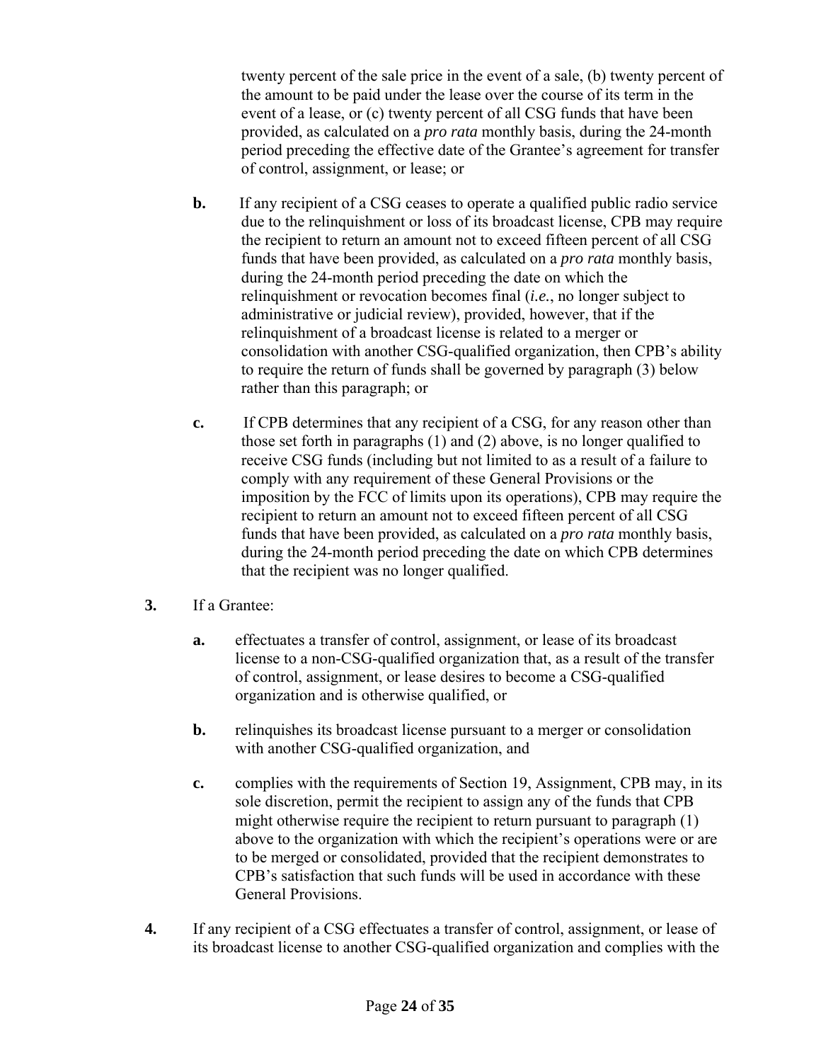twenty percent of the sale price in the event of a sale, (b) twenty percent of the amount to be paid under the lease over the course of its term in the event of a lease, or (c) twenty percent of all CSG funds that have been provided, as calculated on a *pro rata* monthly basis, during the 24-month period preceding the effective date of the Grantee's agreement for transfer of control, assignment, or lease; or

**b.** If any recipient of a CSG ceases to operate a qualified public radio service due to the relinquishment or loss of its broadcast license, CPB may require the recipient to return an amount not to exceed fifteen percent of all CSG funds that have been provided, as calculated on a *pro rata* monthly basis, during the 24-month period preceding the date on which the relinquishment or revocation becomes final (*i.e.*, no longer subject to administrative or judicial review), provided, however, that if the relinquishment of a broadcast license is related to a merger or consolidation with another CSG-qualified organization, then CPB's ability to require the return of funds shall be governed by paragraph (3) below rather than this paragraph; or

**c.** If CPB determines that any recipient of a CSG, for any reason other than those set forth in paragraphs (1) and (2) above, is no longer qualified to receive CSG funds (including but not limited to as a result of a failure to comply with any requirement of these General Provisions or the imposition by the FCC of limits upon its operations), CPB may require the recipient to return an amount not to exceed fifteen percent of all CSG funds that have been provided, as calculated on a *pro rata* monthly basis, during the 24-month period preceding the date on which CPB determines that the recipient was no longer qualified.

**3.** If a Grantee:

**a.** effectuates a transfer of control, assignment, or lease of its broadcast license to a non-CSG-qualified organization that, as a result of the transfer of control, assignment, or lease desires to become a CSG-qualified organization and is otherwise qualified, or

**b.** relinquishes its broadcast license pursuant to a merger or consolidation with another CSG-qualified organization, and

**c.** complies with the requirements of Section 19, Assignment, CPB may, in its sole discretion, permit the recipient to assign any of the funds that CPB might otherwise require the recipient to return pursuant to paragraph (1) above to the organization with which the recipient's operations were or are to be merged or consolidated, provided that the recipient demonstrates to CPB's satisfaction that such funds will be used in accordance with these General Provisions.

**4.** If any recipient of a CSG effectuates a transfer of control, assignment, or lease of its broadcast license to another CSG-qualified organization and complies with the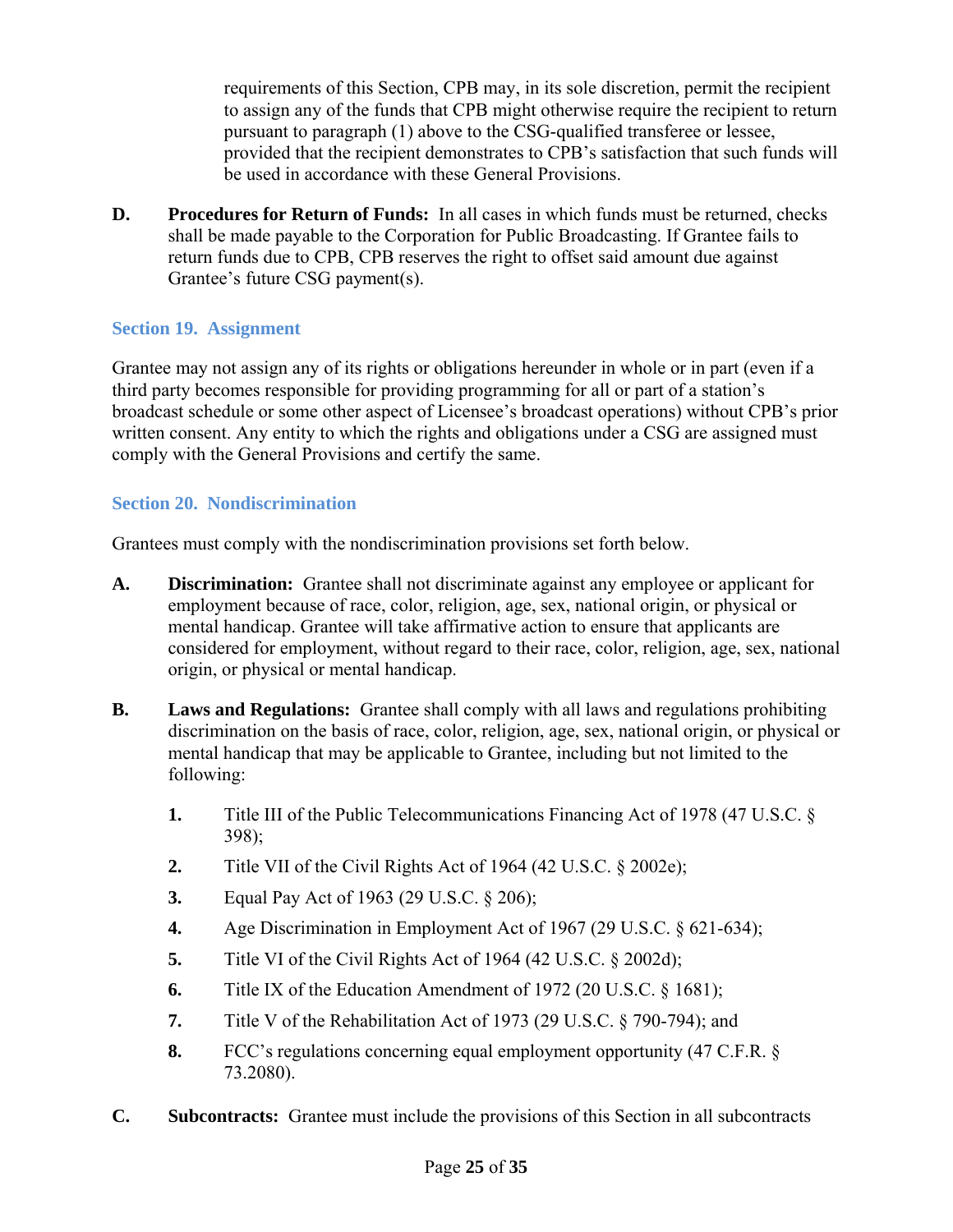requirements of this Section, CPB may, in its sole discretion, permit the recipient to assign any of the funds that CPB might otherwise require the recipient to return pursuant to paragraph (1) above to the CSG-qualified transferee or lessee, provided that the recipient demonstrates to CPB's satisfaction that such funds will be used in accordance with these General Provisions.

**D. Procedures for Return of Funds:** In all cases in which funds must be returned, checks shall be made payable to the Corporation for Public Broadcasting. If Grantee fails to return funds due to CPB, CPB reserves the right to offset said amount due against Grantee's future CSG payment(s).

## Section 19. Assignment

Grantee may not assign any of its rights or obligations hereunder in whole or in part (even if a third party becomes responsible for providing programming for all or part of a station's broadcast schedule or some other aspect of Licensee's broadcast operations) without CPB's prior written consent. Any entity to which the rights and obligations under a CSG are assigned must comply with the General Provisions and certify the same.

## Section 20. Nondiscrimination

Grantees must comply with the nondiscrimination provisions set forth below.

**A. Discrimination:** Grantee shall not discriminate against any employee or applicant for employment because of race, color, religion, age, sex, national origin, or physical or mental handicap. Grantee will take affirmative action to ensure that applicants are considered for employment, without regard to their race, color, religion, age, sex, national origin, or physical or mental handicap.

**B. Laws and Regulations:** Grantee shall comply with all laws and regulations prohibiting discrimination on the basis of race, color, religion, age, sex, national origin, or physical or mental handicap that may be applicable to Grantee, including but not limited to the following:

1. Title III of the Public Telecommunications Financing Act of 1978 (47 U.S.C. § 398);
2. Title VII of the Civil Rights Act of 1964 (42 U.S.C. § 2002e);
3. Equal Pay Act of 1963 (29 U.S.C. § 206);
4. Age Discrimination in Employment Act of 1967 (29 U.S.C. § 621-634);
5. Title VI of the Civil Rights Act of 1964 (42 U.S.C. § 2002d);
6. Title IX of the Education Amendment of 1972 (20 U.S.C. § 1681);
7. Title V of the Rehabilitation Act of 1973 (29 U.S.C. § 790-794); and
8. FCC's regulations concerning equal employment opportunity (47 C.F.R. § 73.2080).

**C. Subcontracts:** Grantee must include the provisions of this Section in all subcontracts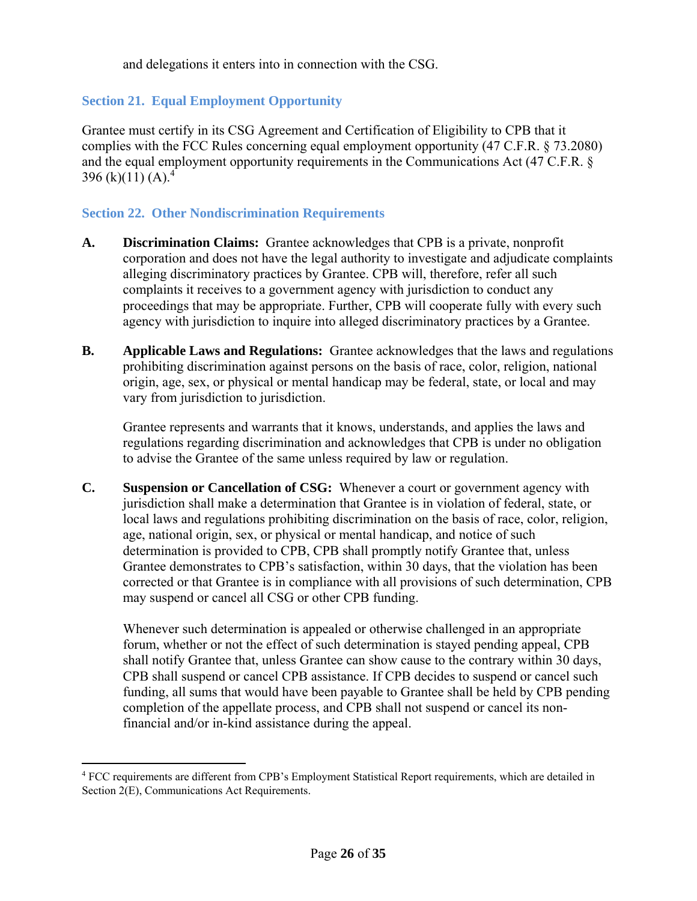and delegations it enters into in connection with the CSG.

## Section 21. Equal Employment Opportunity

Grantee must certify in its CSG Agreement and Certification of Eligibility to CPB that it complies with the FCC Rules concerning equal employment opportunity (47 C.F.R. § 73.2080) and the equal employment opportunity requirements in the Communications Act (47 C.F.R. § 396 (k)(11) (A).[4]

## Section 22. Other Nondiscrimination Requirements

**A. Discrimination Claims:** Grantee acknowledges that CPB is a private, nonprofit corporation and does not have the legal authority to investigate and adjudicate complaints alleging discriminatory practices by Grantee. CPB will, therefore, refer all such complaints it receives to a government agency with jurisdiction to conduct any proceedings that may be appropriate. Further, CPB will cooperate fully with every such agency with jurisdiction to inquire into alleged discriminatory practices by a Grantee.

**B. Applicable Laws and Regulations:** Grantee acknowledges that the laws and regulations prohibiting discrimination against persons on the basis of race, color, religion, national origin, age, sex, or physical or mental handicap may be federal, state, or local and may vary from jurisdiction to jurisdiction.

Grantee represents and warrants that it knows, understands, and applies the laws and regulations regarding discrimination and acknowledges that CPB is under no obligation to advise the Grantee of the same unless required by law or regulation.

**C. Suspension or Cancellation of CSG:** Whenever a court or government agency with jurisdiction shall make a determination that Grantee is in violation of federal, state, or local laws and regulations prohibiting discrimination on the basis of race, color, religion, age, national origin, sex, or physical or mental handicap, and notice of such determination is provided to CPB, CPB shall promptly notify Grantee that, unless Grantee demonstrates to CPB's satisfaction, within 30 days, that the violation has been corrected or that Grantee is in compliance with all provisions of such determination, CPB may suspend or cancel all CSG or other CPB funding.

Whenever such determination is appealed or otherwise challenged in an appropriate forum, whether or not the effect of such determination is stayed pending appeal, CPB shall notify Grantee that, unless Grantee can show cause to the contrary within 30 days, CPB shall suspend or cancel CPB assistance. If CPB decides to suspend or cancel such funding, all sums that would have been payable to Grantee shall be held by CPB pending completion of the appellate process, and CPB shall not suspend or cancel its non-financial and/or in-kind assistance during the appeal.

---

[4] FCC requirements are different from CPB's Employment Statistical Report requirements, which are detailed in Section 2(E), Communications Act Requirements.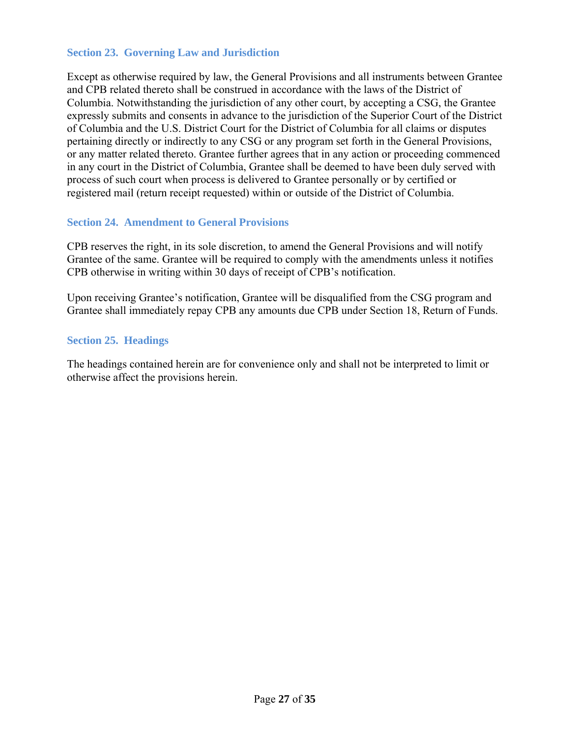### Section 23. Governing Law and Jurisdiction

Except as otherwise required by law, the General Provisions and all instruments between Grantee and CPB related thereto shall be construed in accordance with the laws of the District of Columbia. Notwithstanding the jurisdiction of any other court, by accepting a CSG, the Grantee expressly submits and consents in advance to the jurisdiction of the Superior Court of the District of Columbia and the U.S. District Court for the District of Columbia for all claims or disputes pertaining directly or indirectly to any CSG or any program set forth in the General Provisions, or any matter related thereto. Grantee further agrees that in any action or proceeding commenced in any court in the District of Columbia, Grantee shall be deemed to have been duly served with process of such court when process is delivered to Grantee personally or by certified or registered mail (return receipt requested) within or outside of the District of Columbia.

### Section 24. Amendment to General Provisions

CPB reserves the right, in its sole discretion, to amend the General Provisions and will notify Grantee of the same. Grantee will be required to comply with the amendments unless it notifies CPB otherwise in writing within 30 days of receipt of CPB's notification.

Upon receiving Grantee's notification, Grantee will be disqualified from the CSG program and Grantee shall immediately repay CPB any amounts due CPB under Section 18, Return of Funds.

### Section 25. Headings

The headings contained herein are for convenience only and shall not be interpreted to limit or otherwise affect the provisions herein.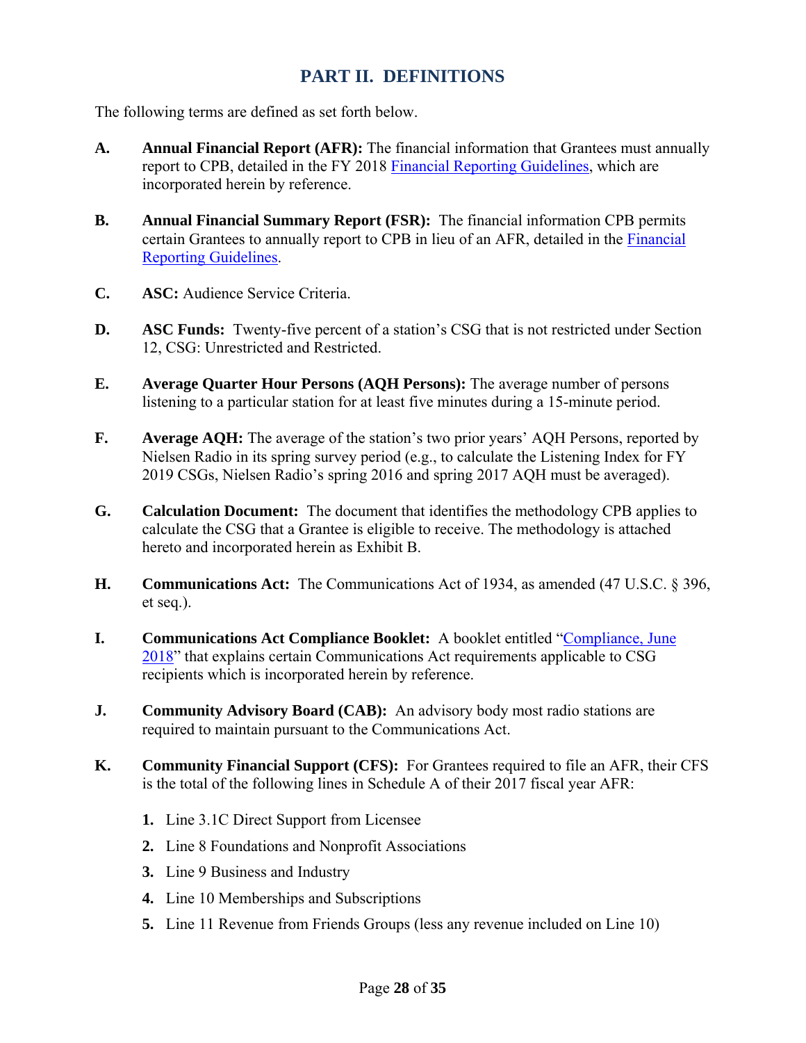# PART II. DEFINITIONS

The following terms are defined as set forth below.

**A. Annual Financial Report (AFR):** The financial information that Grantees must annually report to CPB, detailed in the FY 2018 Financial Reporting Guidelines, which are incorporated herein by reference.

**B. Annual Financial Summary Report (FSR):** The financial information CPB permits certain Grantees to annually report to CPB in lieu of an AFR, detailed in the Financial Reporting Guidelines.

**C. ASC:** Audience Service Criteria.

**D. ASC Funds:** Twenty-five percent of a station's CSG that is not restricted under Section 12, CSG: Unrestricted and Restricted.

**E. Average Quarter Hour Persons (AQH Persons):** The average number of persons listening to a particular station for at least five minutes during a 15-minute period.

**F. Average AQH:** The average of the station's two prior years' AQH Persons, reported by Nielsen Radio in its spring survey period (e.g., to calculate the Listening Index for FY 2019 CSGs, Nielsen Radio's spring 2016 and spring 2017 AQH must be averaged).

**G. Calculation Document:** The document that identifies the methodology CPB applies to calculate the CSG that a Grantee is eligible to receive. The methodology is attached hereto and incorporated herein as Exhibit B.

**H. Communications Act:** The Communications Act of 1934, as amended (47 U.S.C. § 396, et seq.).

**I. Communications Act Compliance Booklet:** A booklet entitled "Compliance, June 2018" that explains certain Communications Act requirements applicable to CSG recipients which is incorporated herein by reference.

**J. Community Advisory Board (CAB):** An advisory body most radio stations are required to maintain pursuant to the Communications Act.

**K. Community Financial Support (CFS):** For Grantees required to file an AFR, their CFS is the total of the following lines in Schedule A of their 2017 fiscal year AFR:

1. Line 3.1C Direct Support from Licensee
2. Line 8 Foundations and Nonprofit Associations
3. Line 9 Business and Industry
4. Line 10 Memberships and Subscriptions
5. Line 11 Revenue from Friends Groups (less any revenue included on Line 10)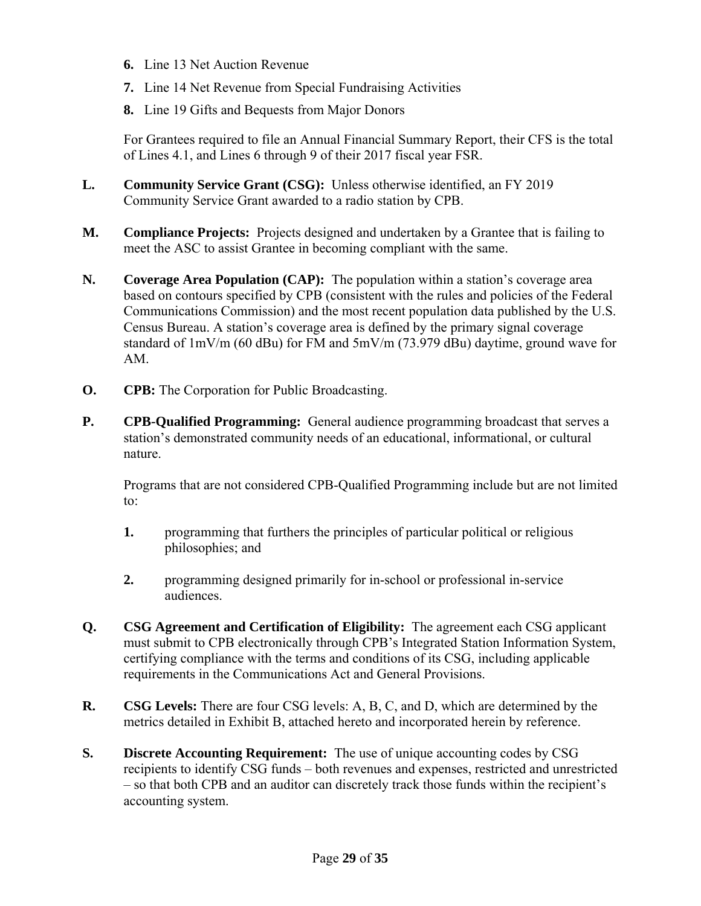**6.** Line 13 Net Auction Revenue

**7.** Line 14 Net Revenue from Special Fundraising Activities

**8.** Line 19 Gifts and Bequests from Major Donors

For Grantees required to file an Annual Financial Summary Report, their CFS is the total of Lines 4.1, and Lines 6 through 9 of their 2017 fiscal year FSR.

**L.** **Community Service Grant (CSG):** Unless otherwise identified, an FY 2019 Community Service Grant awarded to a radio station by CPB.

**M.** **Compliance Projects:** Projects designed and undertaken by a Grantee that is failing to meet the ASC to assist Grantee in becoming compliant with the same.

**N.** **Coverage Area Population (CAP):** The population within a station's coverage area based on contours specified by CPB (consistent with the rules and policies of the Federal Communications Commission) and the most recent population data published by the U.S. Census Bureau. A station's coverage area is defined by the primary signal coverage standard of 1mV/m (60 dBu) for FM and 5mV/m (73.979 dBu) daytime, ground wave for AM.

**O.** **CPB:** The Corporation for Public Broadcasting.

**P.** **CPB-Qualified Programming:** General audience programming broadcast that serves a station's demonstrated community needs of an educational, informational, or cultural nature.

Programs that are not considered CPB-Qualified Programming include but are not limited to:

**1.** programming that furthers the principles of particular political or religious philosophies; and

**2.** programming designed primarily for in-school or professional in-service audiences.

**Q.** **CSG Agreement and Certification of Eligibility:** The agreement each CSG applicant must submit to CPB electronically through CPB's Integrated Station Information System, certifying compliance with the terms and conditions of its CSG, including applicable requirements in the Communications Act and General Provisions.

**R.** **CSG Levels:** There are four CSG levels: A, B, C, and D, which are determined by the metrics detailed in Exhibit B, attached hereto and incorporated herein by reference.

**S.** **Discrete Accounting Requirement:** The use of unique accounting codes by CSG recipients to identify CSG funds – both revenues and expenses, restricted and unrestricted – so that both CPB and an auditor can discretely track those funds within the recipient's accounting system.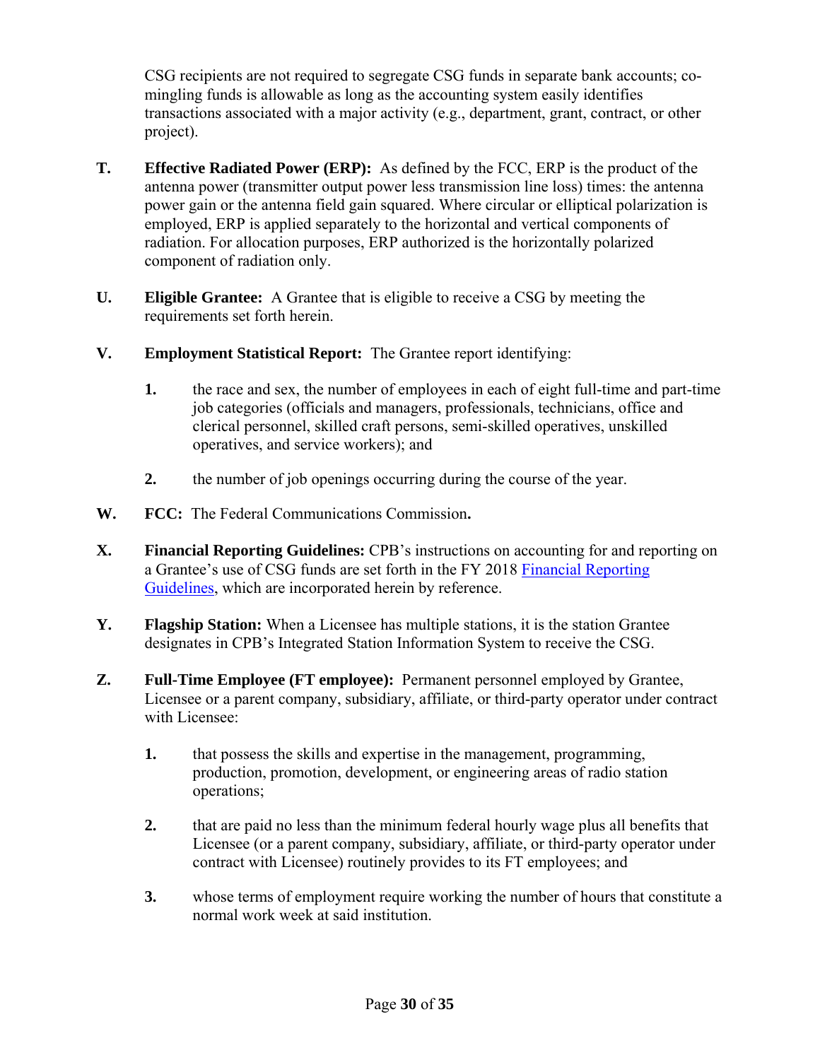CSG recipients are not required to segregate CSG funds in separate bank accounts; co-mingling funds is allowable as long as the accounting system easily identifies transactions associated with a major activity (e.g., department, grant, contract, or other project).

**T.** **Effective Radiated Power (ERP):** As defined by the FCC, ERP is the product of the antenna power (transmitter output power less transmission line loss) times: the antenna power gain or the antenna field gain squared. Where circular or elliptical polarization is employed, ERP is applied separately to the horizontal and vertical components of radiation. For allocation purposes, ERP authorized is the horizontally polarized component of radiation only.

**U.** **Eligible Grantee:** A Grantee that is eligible to receive a CSG by meeting the requirements set forth herein.

**V.** **Employment Statistical Report:** The Grantee report identifying:

**1.** the race and sex, the number of employees in each of eight full-time and part-time job categories (officials and managers, professionals, technicians, office and clerical personnel, skilled craft persons, semi-skilled operatives, unskilled operatives, and service workers); and

**2.** the number of job openings occurring during the course of the year.

**W.** **FCC:** The Federal Communications Commission**.**

**X.** **Financial Reporting Guidelines:** CPB's instructions on accounting for and reporting on a Grantee's use of CSG funds are set forth in the FY 2018 Financial Reporting Guidelines, which are incorporated herein by reference.

**Y.** **Flagship Station:** When a Licensee has multiple stations, it is the station Grantee designates in CPB's Integrated Station Information System to receive the CSG.

**Z.** **Full-Time Employee (FT employee):** Permanent personnel employed by Grantee, Licensee or a parent company, subsidiary, affiliate, or third-party operator under contract with Licensee:

**1.** that possess the skills and expertise in the management, programming, production, promotion, development, or engineering areas of radio station operations;

**2.** that are paid no less than the minimum federal hourly wage plus all benefits that Licensee (or a parent company, subsidiary, affiliate, or third-party operator under contract with Licensee) routinely provides to its FT employees; and

**3.** whose terms of employment require working the number of hours that constitute a normal work week at said institution.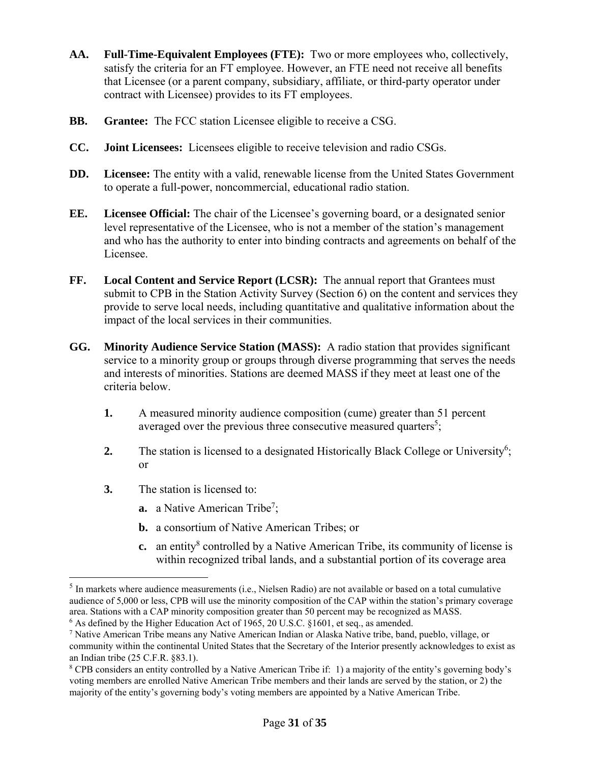**AA. Full-Time-Equivalent Employees (FTE):** Two or more employees who, collectively, satisfy the criteria for an FT employee. However, an FTE need not receive all benefits that Licensee (or a parent company, subsidiary, affiliate, or third-party operator under contract with Licensee) provides to its FT employees.

**BB. Grantee:** The FCC station Licensee eligible to receive a CSG.

**CC. Joint Licensees:** Licensees eligible to receive television and radio CSGs.

**DD. Licensee:** The entity with a valid, renewable license from the United States Government to operate a full-power, noncommercial, educational radio station.

**EE. Licensee Official:** The chair of the Licensee's governing board, or a designated senior level representative of the Licensee, who is not a member of the station's management and who has the authority to enter into binding contracts and agreements on behalf of the Licensee.

**FF. Local Content and Service Report (LCSR):** The annual report that Grantees must submit to CPB in the Station Activity Survey (Section 6) on the content and services they provide to serve local needs, including quantitative and qualitative information about the impact of the local services in their communities.

**GG. Minority Audience Service Station (MASS):** A radio station that provides significant service to a minority group or groups through diverse programming that serves the needs and interests of minorities. Stations are deemed MASS if they meet at least one of the criteria below.

1. A measured minority audience composition (cume) greater than 51 percent averaged over the previous three consecutive measured quarters[5];
2. The station is licensed to a designated Historically Black College or University[6]; or
3. The station is licensed to:
   - **a.** a Native American Tribe[7];
   - **b.** a consortium of Native American Tribes; or
   - **c.** an entity[8] controlled by a Native American Tribe, its community of license is within recognized tribal lands, and a substantial portion of its coverage area

---

[5] In markets where audience measurements (i.e., Nielsen Radio) are not available or based on a total cumulative audience of 5,000 or less, CPB will use the minority composition of the CAP within the station's primary coverage area. Stations with a CAP minority composition greater than 50 percent may be recognized as MASS.

[6] As defined by the Higher Education Act of 1965, 20 U.S.C. §1601, et seq., as amended.

[7] Native American Tribe means any Native American Indian or Alaska Native tribe, band, pueblo, village, or community within the continental United States that the Secretary of the Interior presently acknowledges to exist as an Indian tribe (25 C.F.R. §83.1).

[8] CPB considers an entity controlled by a Native American Tribe if: 1) a majority of the entity's governing body's voting members are enrolled Native American Tribe members and their lands are served by the station, or 2) the majority of the entity's governing body's voting members are appointed by a Native American Tribe.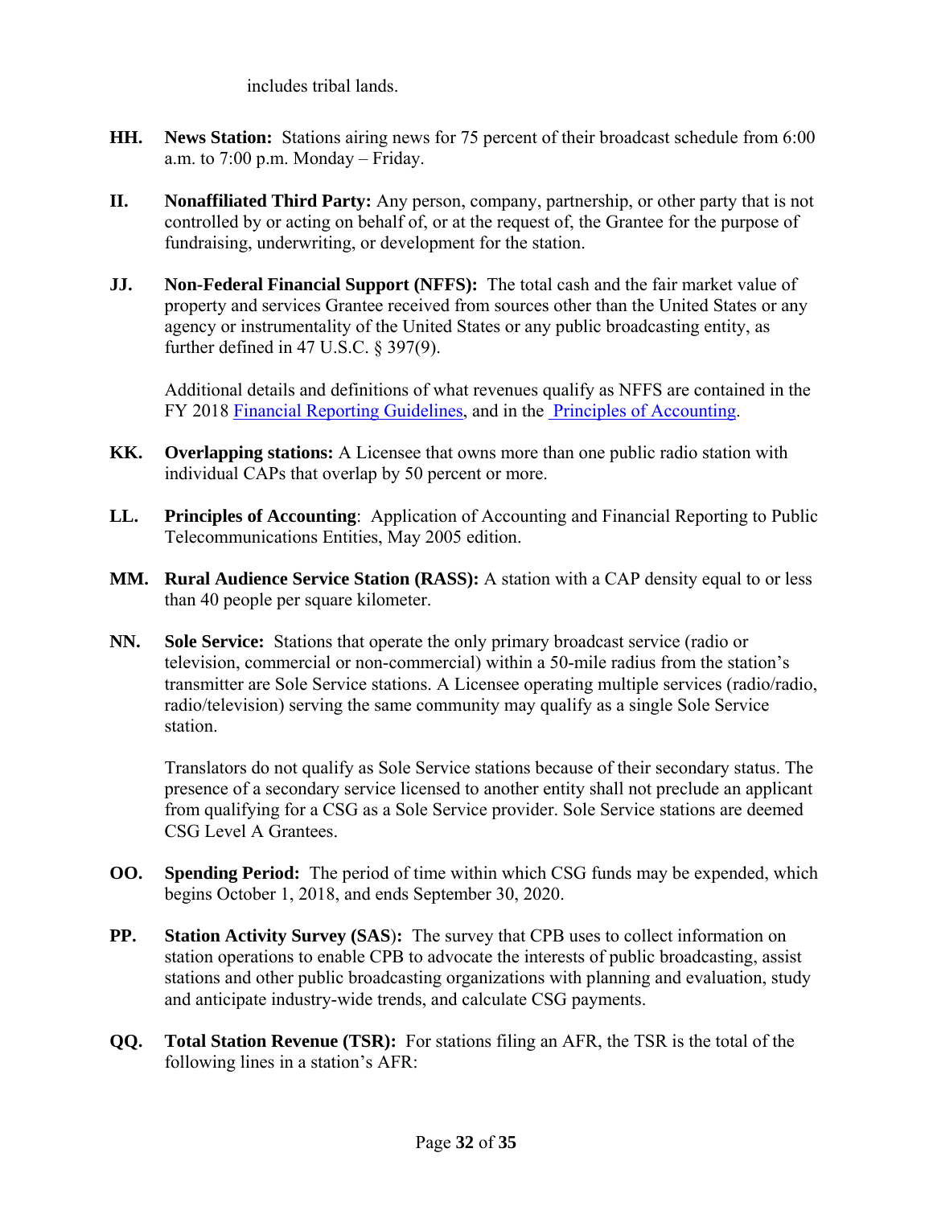includes tribal lands.

**HH. News Station:** Stations airing news for 75 percent of their broadcast schedule from 6:00 a.m. to 7:00 p.m. Monday – Friday.

**II. Nonaffiliated Third Party:** Any person, company, partnership, or other party that is not controlled by or acting on behalf of, or at the request of, the Grantee for the purpose of fundraising, underwriting, or development for the station.

**JJ. Non-Federal Financial Support (NFFS):** The total cash and the fair market value of property and services Grantee received from sources other than the United States or any agency or instrumentality of the United States or any public broadcasting entity, as further defined in 47 U.S.C. § 397(9).

Additional details and definitions of what revenues qualify as NFFS are contained in the FY 2018 Financial Reporting Guidelines, and in the Principles of Accounting.

**KK. Overlapping stations:** A Licensee that owns more than one public radio station with individual CAPs that overlap by 50 percent or more.

**LL. Principles of Accounting**: Application of Accounting and Financial Reporting to Public Telecommunications Entities, May 2005 edition.

**MM. Rural Audience Service Station (RASS):** A station with a CAP density equal to or less than 40 people per square kilometer.

**NN. Sole Service:** Stations that operate the only primary broadcast service (radio or television, commercial or non-commercial) within a 50-mile radius from the station's transmitter are Sole Service stations. A Licensee operating multiple services (radio/radio, radio/television) serving the same community may qualify as a single Sole Service station.

Translators do not qualify as Sole Service stations because of their secondary status. The presence of a secondary service licensed to another entity shall not preclude an applicant from qualifying for a CSG as a Sole Service provider. Sole Service stations are deemed CSG Level A Grantees.

**OO. Spending Period:** The period of time within which CSG funds may be expended, which begins October 1, 2018, and ends September 30, 2020.

**PP. Station Activity Survey (SAS):** The survey that CPB uses to collect information on station operations to enable CPB to advocate the interests of public broadcasting, assist stations and other public broadcasting organizations with planning and evaluation, study and anticipate industry-wide trends, and calculate CSG payments.

**QQ. Total Station Revenue (TSR):** For stations filing an AFR, the TSR is the total of the following lines in a station's AFR: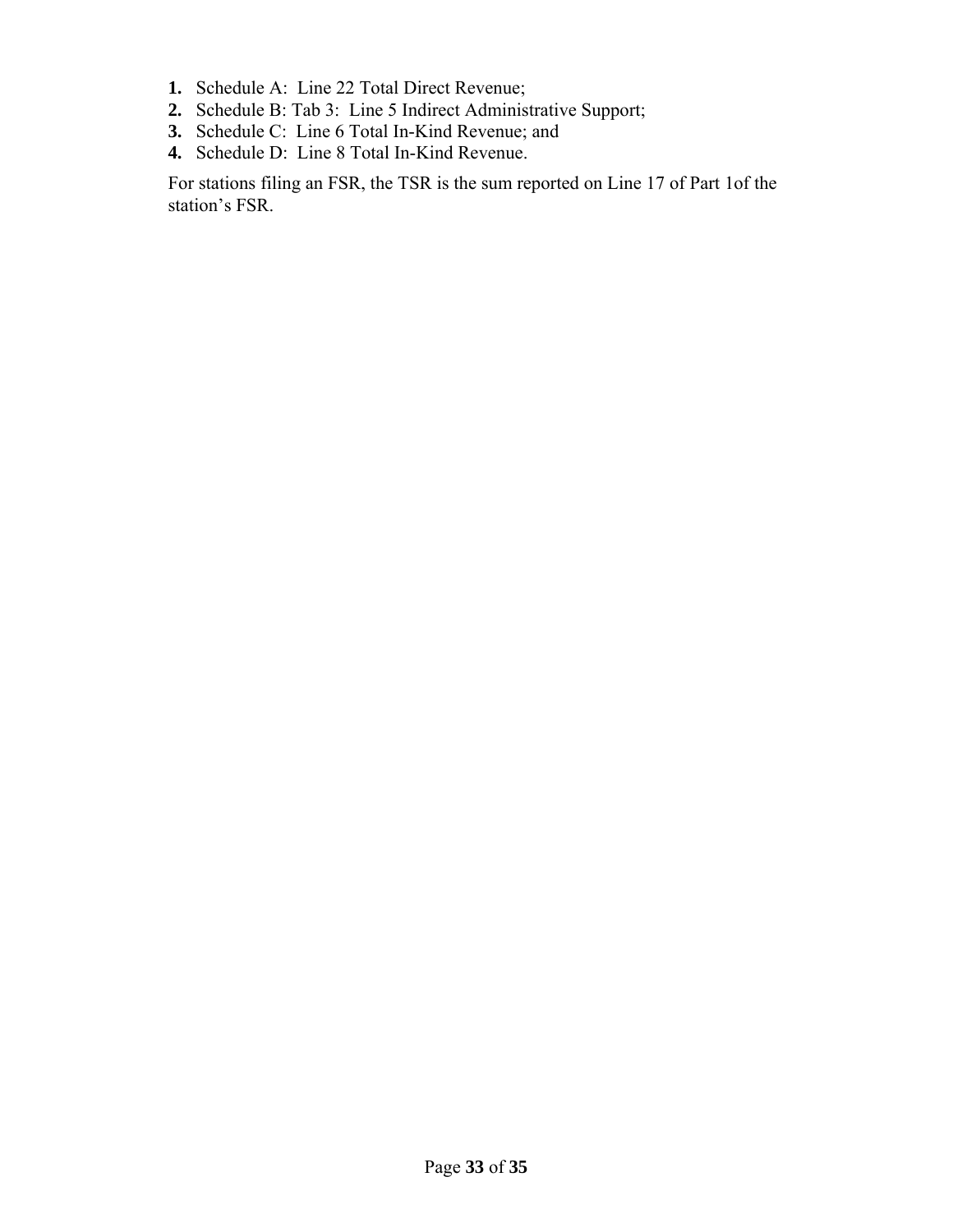1. Schedule A: Line 22 Total Direct Revenue;
2. Schedule B: Tab 3: Line 5 Indirect Administrative Support;
3. Schedule C: Line 6 Total In-Kind Revenue; and
4. Schedule D: Line 8 Total In-Kind Revenue.

For stations filing an FSR, the TSR is the sum reported on Line 17 of Part 1of the station's FSR.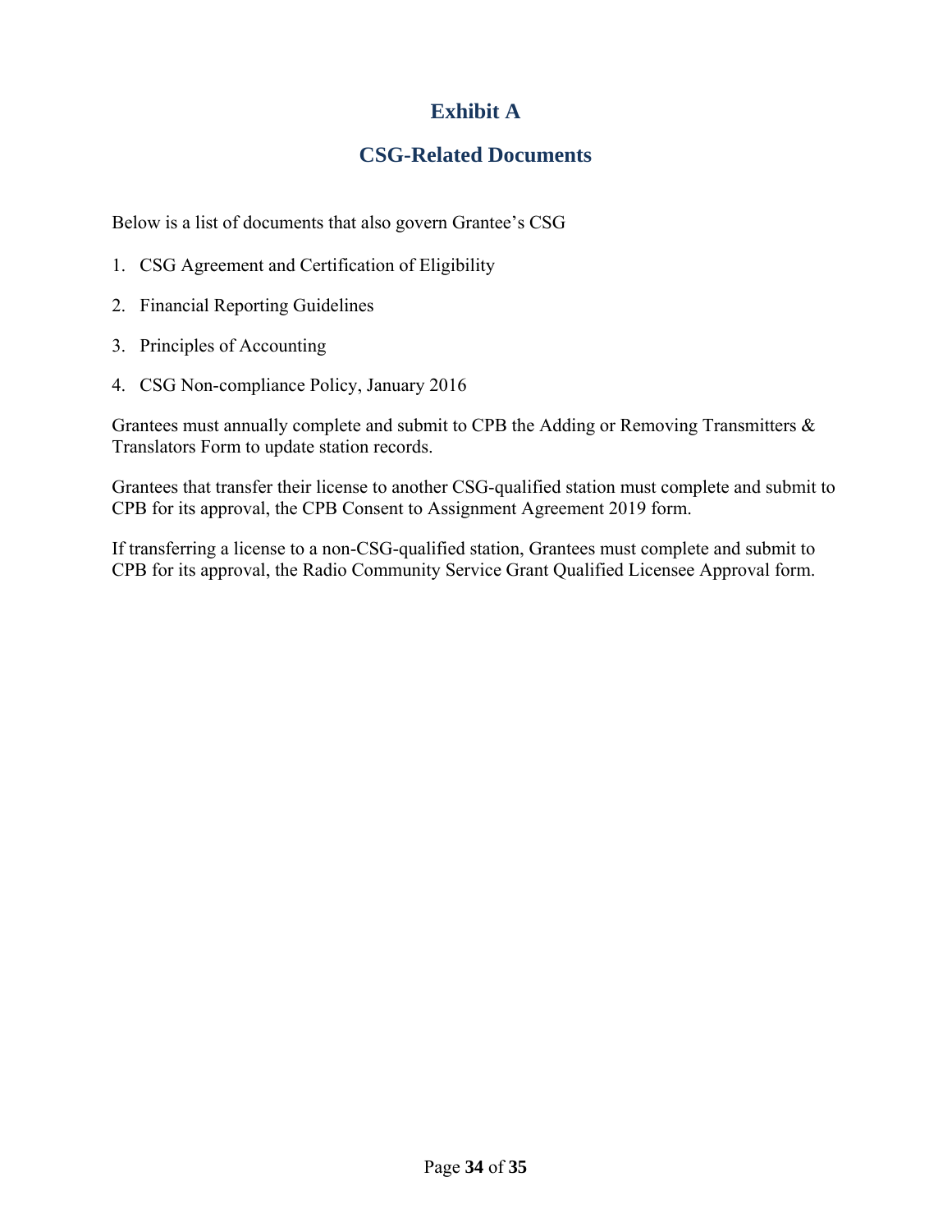# Exhibit A

## CSG-Related Documents

Below is a list of documents that also govern Grantee's CSG

1. CSG Agreement and Certification of Eligibility
2. Financial Reporting Guidelines
3. Principles of Accounting
4. CSG Non-compliance Policy, January 2016

Grantees must annually complete and submit to CPB the Adding or Removing Transmitters & Translators Form to update station records.

Grantees that transfer their license to another CSG-qualified station must complete and submit to CPB for its approval, the CPB Consent to Assignment Agreement 2019 form.

If transferring a license to a non-CSG-qualified station, Grantees must complete and submit to CPB for its approval, the Radio Community Service Grant Qualified Licensee Approval form.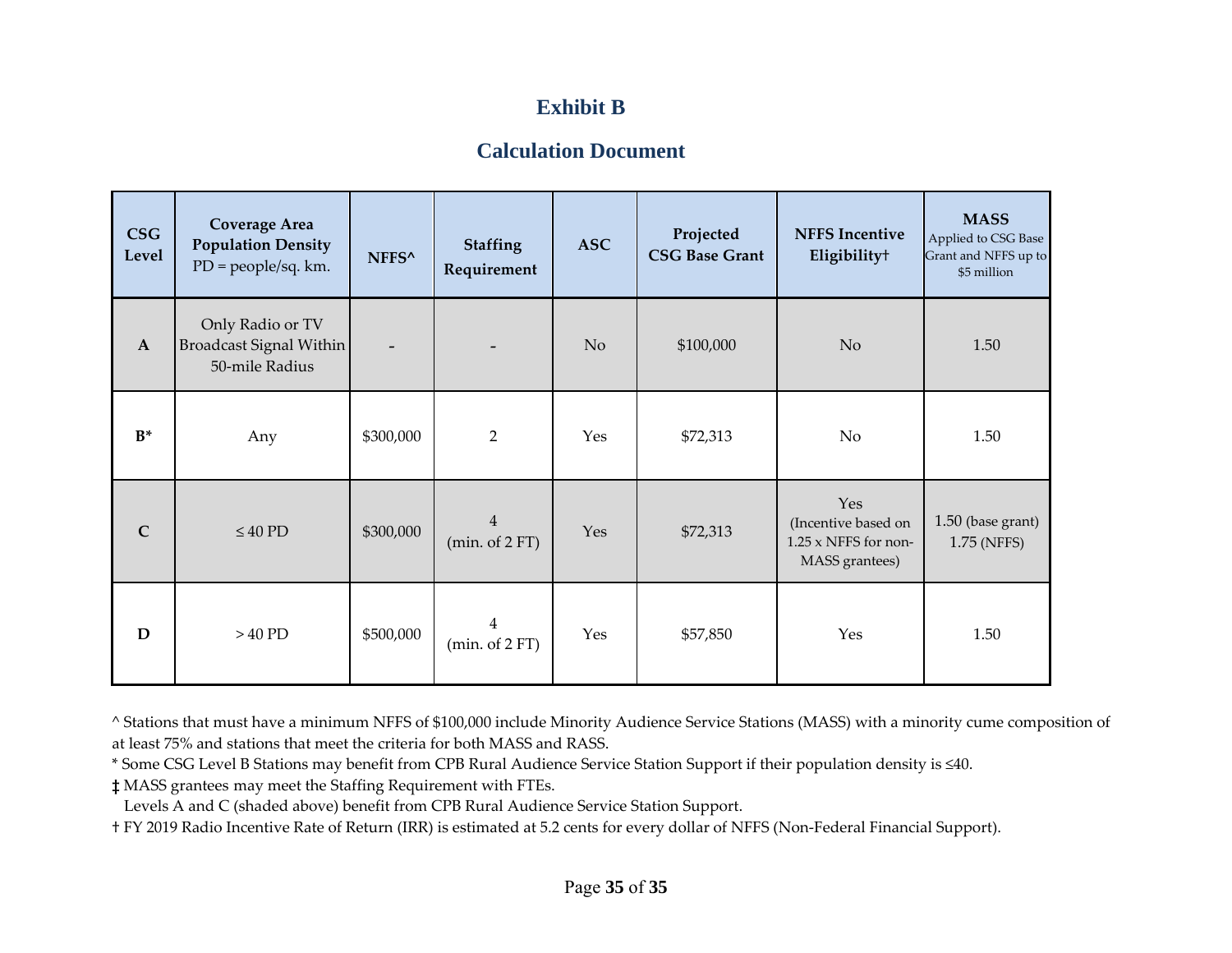# Exhibit B

## Calculation Document

| CSG Level | Coverage Area Population Density PD = people/sq. km. | NFFS^ | Staffing Requirement | ASC | Projected CSG Base Grant | NFFS Incentive Eligibility† | MASS Applied to CSG Base Grant and NFFS up to $5 million |
|---|---|---|---|---|---|---|---|
| **A** | Only Radio or TV Broadcast Signal Within 50-mile Radius | - | - | No | $100,000 | No | 1.50 |
| **B*** | Any | $300,000 | 2 | Yes | $72,313 | No | 1.50 |
| **C** | ≤ 40 PD | $300,000 | 4 (min. of 2 FT) | Yes | $72,313 | Yes (Incentive based on 1.25 x NFFS for non-MASS grantees) | 1.50 (base grant) 1.75 (NFFS) |
| **D** | > 40 PD | $500,000 | 4 (min. of 2 FT) | Yes | $57,850 | Yes | 1.50 |

^ Stations that must have a minimum NFFS of $100,000 include Minority Audience Service Stations (MASS) with a minority cume composition of at least 75% and stations that meet the criteria for both MASS and RASS.

* Some CSG Level B Stations may benefit from CPB Rural Audience Service Station Support if their population density is ≤40.

‡ MASS grantees may meet the Staffing Requirement with FTEs.

Levels A and C (shaded above) benefit from CPB Rural Audience Service Station Support.

† FY 2019 Radio Incentive Rate of Return (IRR) is estimated at 5.2 cents for every dollar of NFFS (Non-Federal Financial Support).